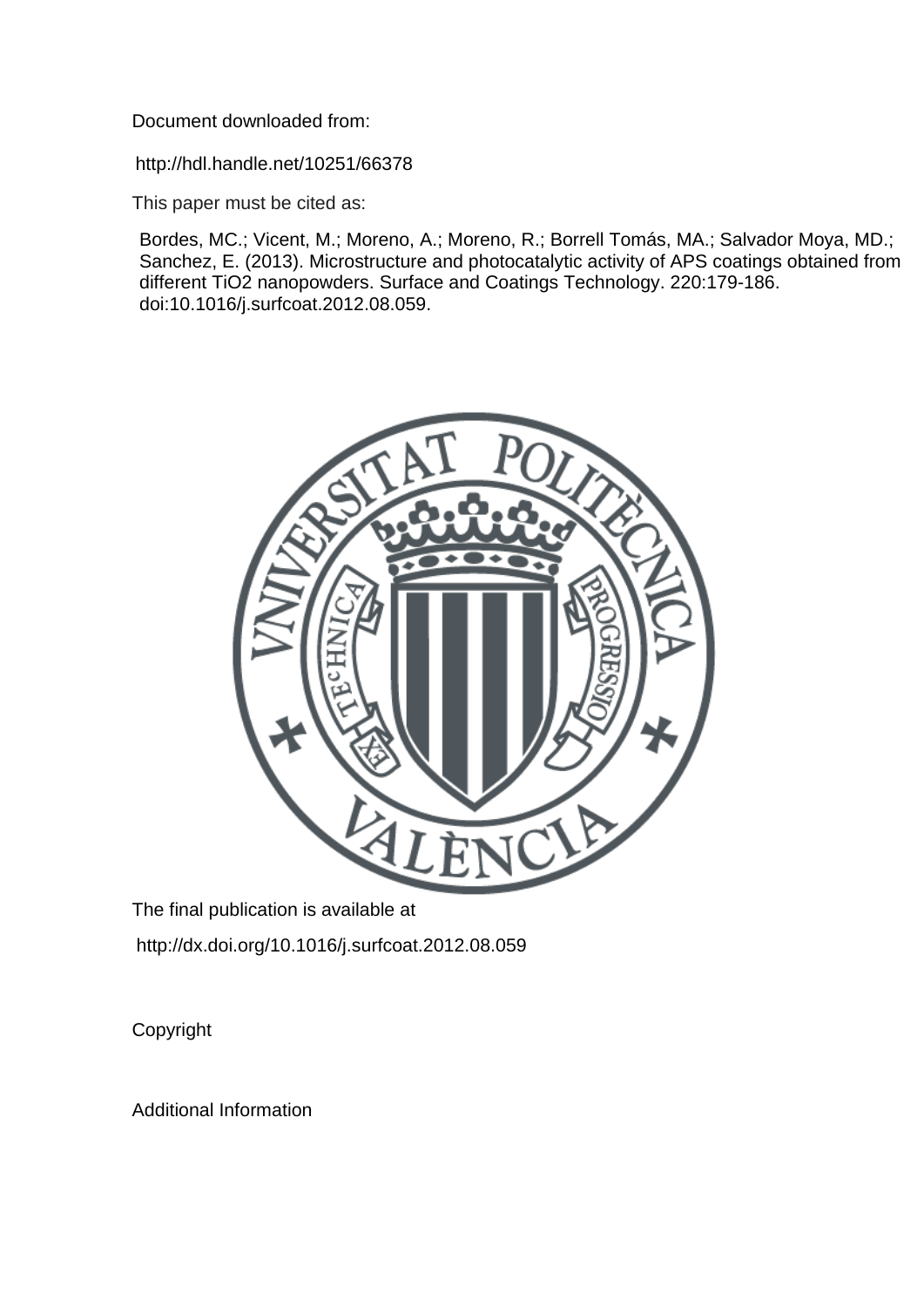Document downloaded from:

http://hdl.handle.net/10251/66378

This paper must be cited as:

Bordes, MC.; Vicent, M.; Moreno, A.; Moreno, R.; Borrell Tomás, MA.; Salvador Moya, MD.; Sanchez, E. (2013). Microstructure and photocatalytic activity of APS coatings obtained from different TiO2 nanopowders. Surface and Coatings Technology. 220:179-186. doi:10.1016/j.surfcoat.2012.08.059.

The final publication is available at

http://dx.doi.org/10.1016/j.surfcoat.2012.08.059

Copyright

Additional Information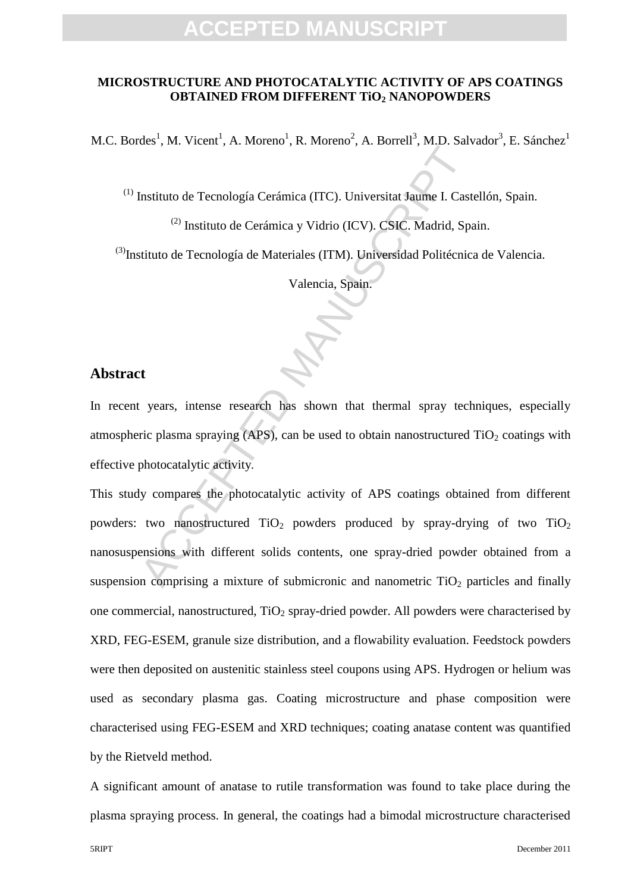**MICROSTRUCTURE AND PHOTOCATALYTIC ACTIVITY OF APS COATINGS OBTAINED FROM DIFFERENT $TiO_2$ NANOPOWDERS**

M.C. Bordes[1], M. Vicent[1], A. Moreno[1], R. Moreno[2], A. Borrell[3], M.D. Salvador[3], E. Sánchez[1]

[(1)] Instituto de Tecnología Cerámica (ITC). Universitat Jaume I. Castellón, Spain.

[(2)] Instituto de Cerámica y Vidrio (ICV). CSIC. Madrid, Spain.

[(3)]Instituto de Tecnología de Materiales (ITM). Universidad Politécnica de Valencia. Valencia, Spain.

## Abstract

In recent years, intense research has shown that thermal spray techniques, especially atmospheric plasma spraying (APS), can be used to obtain nanostructured $TiO_2$ coatings with effective photocatalytic activity.

This study compares the photocatalytic activity of APS coatings obtained from different powders: two nanostructured $TiO_2$ powders produced by spray-drying of two $TiO_2$ nanosuspensions with different solids contents, one spray-dried powder obtained from a suspension comprising a mixture of submicronic and nanometric $TiO_2$ particles and finally one commercial, nanostructured, $TiO_2$ spray-dried powder. All powders were characterised by XRD, FEG-ESEM, granule size distribution, and a flowability evaluation. Feedstock powders were then deposited on austenitic stainless steel coupons using APS. Hydrogen or helium was used as secondary plasma gas. Coating microstructure and phase composition were characterised using FEG-ESEM and XRD techniques; coating anatase content was quantified by the Rietveld method.

A significant amount of anatase to rutile transformation was found to take place during the plasma spraying process. In general, the coatings had a bimodal microstructure characterised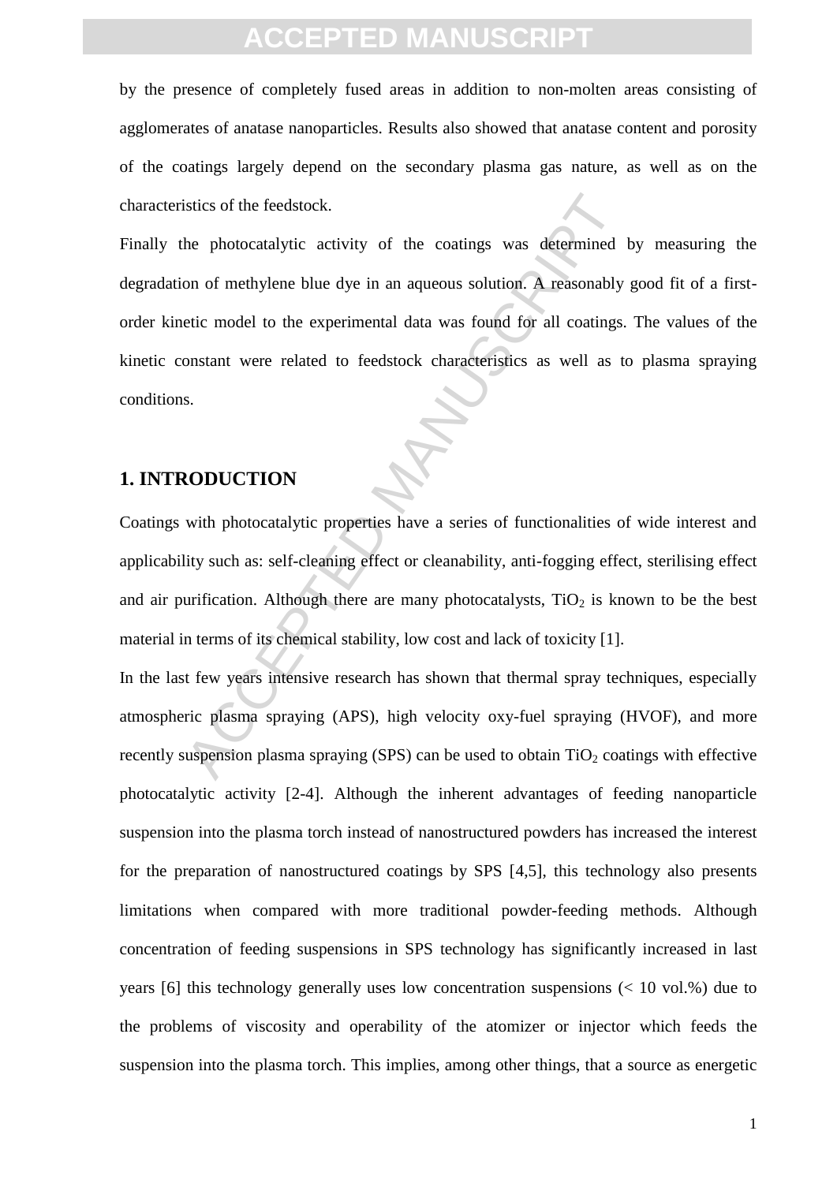by the presence of completely fused areas in addition to non-molten areas consisting of agglomerates of anatase nanoparticles. Results also showed that anatase content and porosity of the coatings largely depend on the secondary plasma gas nature, as well as on the characteristics of the feedstock.

Finally the photocatalytic activity of the coatings was determined by measuring the degradation of methylene blue dye in an aqueous solution. A reasonably good fit of a first-order kinetic model to the experimental data was found for all coatings. The values of the kinetic constant were related to feedstock characteristics as well as to plasma spraying conditions.

## 1. INTRODUCTION

Coatings with photocatalytic properties have a series of functionalities of wide interest and applicability such as: self-cleaning effect or cleanability, anti-fogging effect, sterilising effect and air purification. Although there are many photocatalysts, $TiO_2$ is known to be the best material in terms of its chemical stability, low cost and lack of toxicity [1].

In the last few years intensive research has shown that thermal spray techniques, especially atmospheric plasma spraying (APS), high velocity oxy-fuel spraying (HVOF), and more recently suspension plasma spraying (SPS) can be used to obtain $TiO_2$ coatings with effective photocatalytic activity [2-4]. Although the inherent advantages of feeding nanoparticle suspension into the plasma torch instead of nanostructured powders has increased the interest for the preparation of nanostructured coatings by SPS [4,5], this technology also presents limitations when compared with more traditional powder-feeding methods. Although concentration of feeding suspensions in SPS technology has significantly increased in last years [6] this technology generally uses low concentration suspensions (< 10 vol.%) due to the problems of viscosity and operability of the atomizer or injector which feeds the suspension into the plasma torch. This implies, among other things, that a source as energetic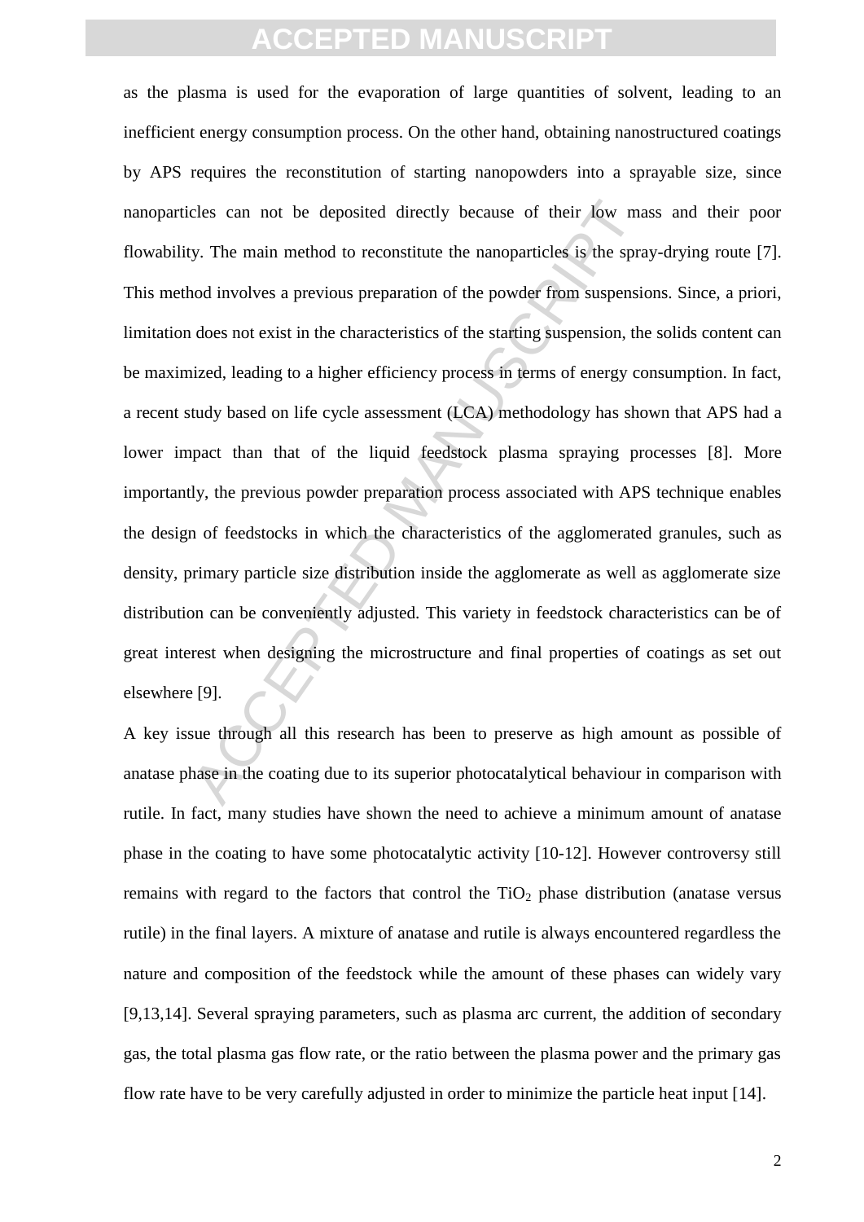as the plasma is used for the evaporation of large quantities of solvent, leading to an inefficient energy consumption process. On the other hand, obtaining nanostructured coatings by APS requires the reconstitution of starting nanopowders into a sprayable size, since nanoparticles can not be deposited directly because of their low mass and their poor flowability. The main method to reconstitute the nanoparticles is the spray-drying route [7]. This method involves a previous preparation of the powder from suspensions. Since, a priori, limitation does not exist in the characteristics of the starting suspension, the solids content can be maximized, leading to a higher efficiency process in terms of energy consumption. In fact, a recent study based on life cycle assessment (LCA) methodology has shown that APS had a lower impact than that of the liquid feedstock plasma spraying processes [8]. More importantly, the previous powder preparation process associated with APS technique enables the design of feedstocks in which the characteristics of the agglomerated granules, such as density, primary particle size distribution inside the agglomerate as well as agglomerate size distribution can be conveniently adjusted. This variety in feedstock characteristics can be of great interest when designing the microstructure and final properties of coatings as set out elsewhere [9].

A key issue through all this research has been to preserve as high amount as possible of anatase phase in the coating due to its superior photocatalytical behaviour in comparison with rutile. In fact, many studies have shown the need to achieve a minimum amount of anatase phase in the coating to have some photocatalytic activity [10-12]. However controversy still remains with regard to the factors that control the $TiO_2$ phase distribution (anatase versus rutile) in the final layers. A mixture of anatase and rutile is always encountered regardless the nature and composition of the feedstock while the amount of these phases can widely vary [9,13,14]. Several spraying parameters, such as plasma arc current, the addition of secondary gas, the total plasma gas flow rate, or the ratio between the plasma power and the primary gas flow rate have to be very carefully adjusted in order to minimize the particle heat input [14].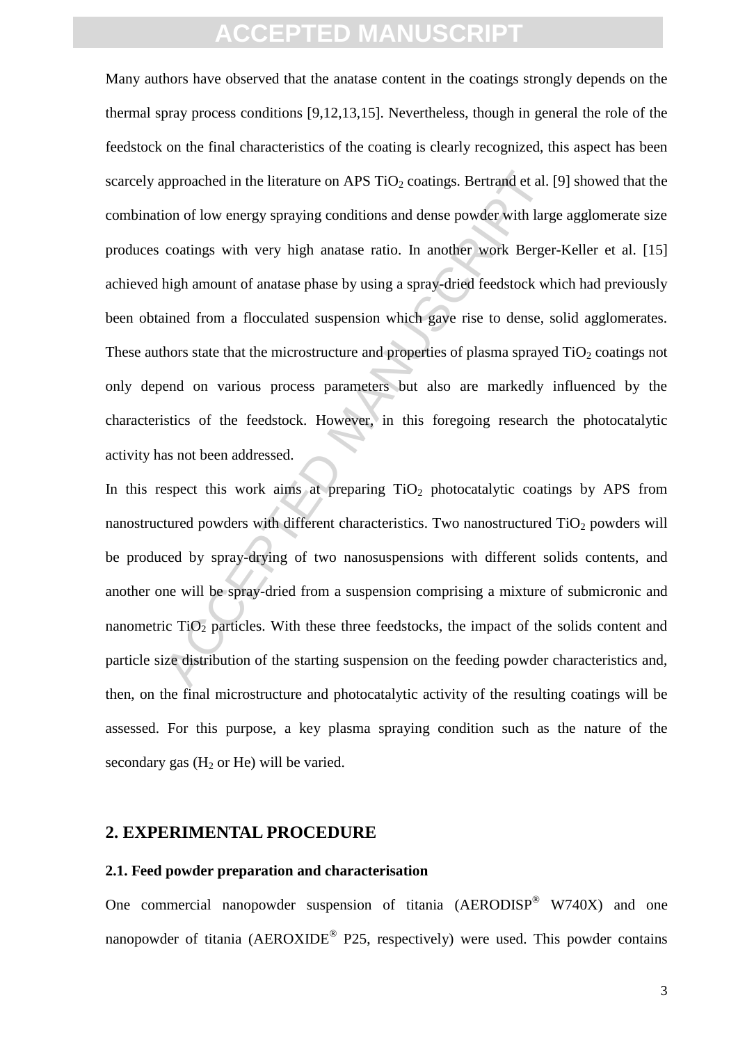Many authors have observed that the anatase content in the coatings strongly depends on the thermal spray process conditions [9,12,13,15]. Nevertheless, though in general the role of the feedstock on the final characteristics of the coating is clearly recognized, this aspect has been scarcely approached in the literature on APS $TiO_2$ coatings. Bertrand et al. [9] showed that the combination of low energy spraying conditions and dense powder with large agglomerate size produces coatings with very high anatase ratio. In another work Berger-Keller et al. [15] achieved high amount of anatase phase by using a spray-dried feedstock which had previously been obtained from a flocculated suspension which gave rise to dense, solid agglomerates. These authors state that the microstructure and properties of plasma sprayed $TiO_2$ coatings not only depend on various process parameters but also are markedly influenced by the characteristics of the feedstock. However, in this foregoing research the photocatalytic activity has not been addressed.

In this respect this work aims at preparing $TiO_2$ photocatalytic coatings by APS from nanostructured powders with different characteristics. Two nanostructured $TiO_2$ powders will be produced by spray-drying of two nanosuspensions with different solids contents, and another one will be spray-dried from a suspension comprising a mixture of submicronic and nanometric $TiO_2$ particles. With these three feedstocks, the impact of the solids content and particle size distribution of the starting suspension on the feeding powder characteristics and, then, on the final microstructure and photocatalytic activity of the resulting coatings will be assessed. For this purpose, a key plasma spraying condition such as the nature of the secondary gas ($H_2$ or He) will be varied.

## 2. EXPERIMENTAL PROCEDURE

### 2.1. Feed powder preparation and characterisation

One commercial nanopowder suspension of titania (AERODISP® W740X) and one nanopowder of titania (AEROXIDE® P25, respectively) were used. This powder contains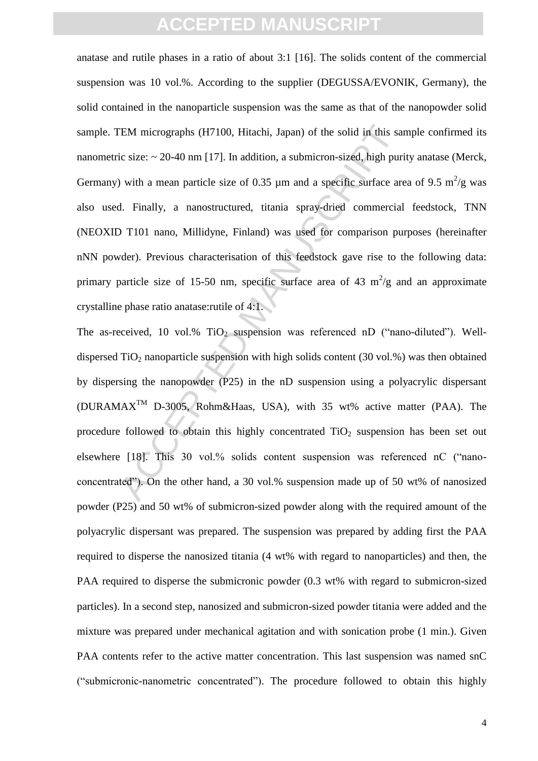anatase and rutile phases in a ratio of about 3:1 [16]. The solids content of the commercial suspension was 10 vol.%. According to the supplier (DEGUSSA/EVONIK, Germany), the solid contained in the nanoparticle suspension was the same as that of the nanopowder solid sample. TEM micrographs (H7100, Hitachi, Japan) of the solid in this sample confirmed its nanometric size: ~ 20-40 nm [17]. In addition, a submicron-sized, high purity anatase (Merck, Germany) with a mean particle size of 0.35 µm and a specific surface area of 9.5 $m^2/g$ was also used. Finally, a nanostructured, titania spray-dried commercial feedstock, TNN (NEOXID T101 nano, Millidyne, Finland) was used for comparison purposes (hereinafter nNN powder). Previous characterisation of this feedstock gave rise to the following data: primary particle size of 15-50 nm, specific surface area of 43 $m^2/g$ and an approximate crystalline phase ratio anatase:rutile of 4:1.

The as-received, 10 vol.% $TiO_2$ suspension was referenced nD ("nano-diluted"). Well-dispersed $TiO_2$ nanoparticle suspension with high solids content (30 vol.%) was then obtained by dispersing the nanopowder (P25) in the nD suspension using a polyacrylic dispersant (DURAMAX™ D-3005, Rohm&Haas, USA), with 35 wt% active matter (PAA). The procedure followed to obtain this highly concentrated $TiO_2$ suspension has been set out elsewhere [18]. This 30 vol.% solids content suspension was referenced nC ("nano-concentrated"). On the other hand, a 30 vol.% suspension made up of 50 wt% of nanosized powder (P25) and 50 wt% of submicron-sized powder along with the required amount of the polyacrylic dispersant was prepared. The suspension was prepared by adding first the PAA required to disperse the nanosized titania (4 wt% with regard to nanoparticles) and then, the PAA required to disperse the submicronic powder (0.3 wt% with regard to submicron-sized particles). In a second step, nanosized and submicron-sized powder titania were added and the mixture was prepared under mechanical agitation and with sonication probe (1 min.). Given PAA contents refer to the active matter concentration. This last suspension was named snC ("submicronic-nanometric concentrated"). The procedure followed to obtain this highly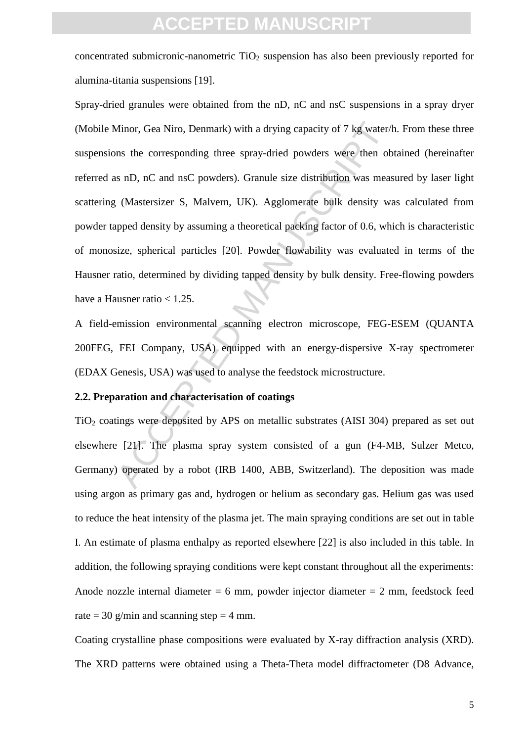concentrated submicronic-nanometric $TiO_2$ suspension has also been previously reported for alumina-titania suspensions [19].

Spray-dried granules were obtained from the nD, nC and nsC suspensions in a spray dryer (Mobile Minor, Gea Niro, Denmark) with a drying capacity of 7 kg water/h. From these three suspensions the corresponding three spray-dried powders were then obtained (hereinafter referred as nD, nC and nsC powders). Granule size distribution was measured by laser light scattering (Mastersizer S, Malvern, UK). Agglomerate bulk density was calculated from powder tapped density by assuming a theoretical packing factor of 0.6, which is characteristic of monosize, spherical particles [20]. Powder flowability was evaluated in terms of the Hausner ratio, determined by dividing tapped density by bulk density. Free-flowing powders have a Hausner ratio < 1.25.

A field-emission environmental scanning electron microscope, FEG-ESEM (QUANTA 200FEG, FEI Company, USA) equipped with an energy-dispersive X-ray spectrometer (EDAX Genesis, USA) was used to analyse the feedstock microstructure.

### 2.2. Preparation and characterisation of coatings

$TiO_2$ coatings were deposited by APS on metallic substrates (AISI 304) prepared as set out elsewhere [21]. The plasma spray system consisted of a gun (F4-MB, Sulzer Metco, Germany) operated by a robot (IRB 1400, ABB, Switzerland). The deposition was made using argon as primary gas and, hydrogen or helium as secondary gas. Helium gas was used to reduce the heat intensity of the plasma jet. The main spraying conditions are set out in table I. An estimate of plasma enthalpy as reported elsewhere [22] is also included in this table. In addition, the following spraying conditions were kept constant throughout all the experiments: Anode nozzle internal diameter = 6 mm, powder injector diameter = 2 mm, feedstock feed rate = 30 g/min and scanning step = 4 mm.

Coating crystalline phase compositions were evaluated by X-ray diffraction analysis (XRD). The XRD patterns were obtained using a Theta-Theta model diffractometer (D8 Advance,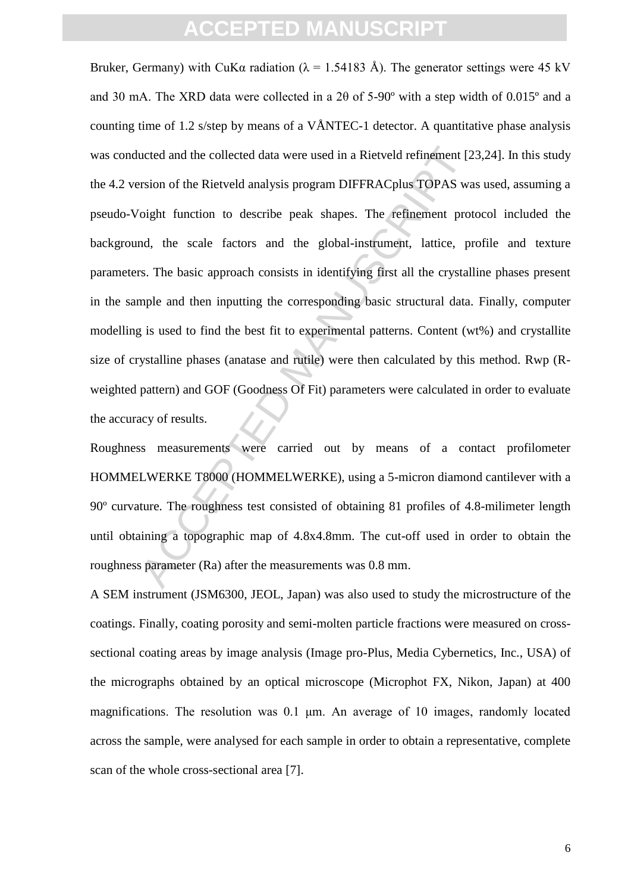Bruker, Germany) with CuKα radiation (λ = 1.54183 Å). The generator settings were 45 kV and 30 mA. The XRD data were collected in a 2θ of 5-90º with a step width of 0.015º and a counting time of 1.2 s/step by means of a VÅNTEC-1 detector. A quantitative phase analysis was conducted and the collected data were used in a Rietveld refinement [23,24]. In this study the 4.2 version of the Rietveld analysis program DIFFRACplus TOPAS was used, assuming a pseudo-Voight function to describe peak shapes. The refinement protocol included the background, the scale factors and the global-instrument, lattice, profile and texture parameters. The basic approach consists in identifying first all the crystalline phases present in the sample and then inputting the corresponding basic structural data. Finally, computer modelling is used to find the best fit to experimental patterns. Content (wt%) and crystallite size of crystalline phases (anatase and rutile) were then calculated by this method. Rwp (R-weighted pattern) and GOF (Goodness Of Fit) parameters were calculated in order to evaluate the accuracy of results.

Roughness measurements were carried out by means of a contact profilometer HOMMELWERKE T8000 (HOMMELWERKE), using a 5-micron diamond cantilever with a 90º curvature. The roughness test consisted of obtaining 81 profiles of 4.8-milimeter length until obtaining a topographic map of 4.8x4.8mm. The cut-off used in order to obtain the roughness parameter (Ra) after the measurements was 0.8 mm.

A SEM instrument (JSM6300, JEOL, Japan) was also used to study the microstructure of the coatings. Finally, coating porosity and semi-molten particle fractions were measured on cross-sectional coating areas by image analysis (Image pro-Plus, Media Cybernetics, Inc., USA) of the micrographs obtained by an optical microscope (Microphot FX, Nikon, Japan) at 400 magnifications. The resolution was 0.1 μm. An average of 10 images, randomly located across the sample, were analysed for each sample in order to obtain a representative, complete scan of the whole cross-sectional area [7].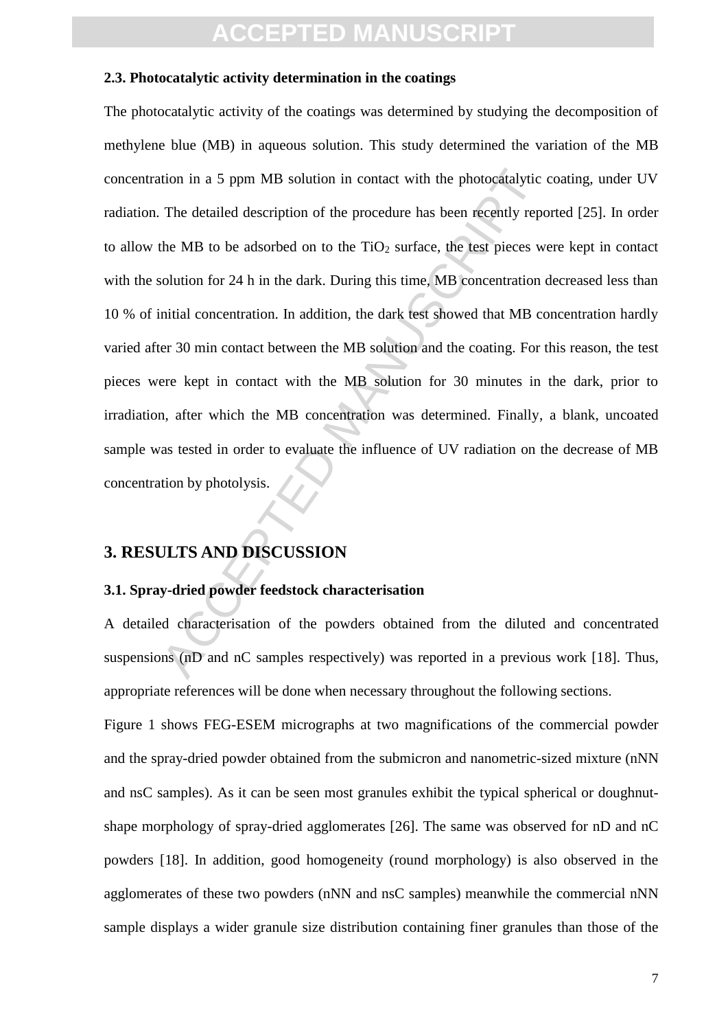### 2.3. Photocatalytic activity determination in the coatings

The photocatalytic activity of the coatings was determined by studying the decomposition of methylene blue (MB) in aqueous solution. This study determined the variation of the MB concentration in a 5 ppm MB solution in contact with the photocatalytic coating, under UV radiation. The detailed description of the procedure has been recently reported [25]. In order to allow the MB to be adsorbed on to the $TiO_2$ surface, the test pieces were kept in contact with the solution for 24 h in the dark. During this time, MB concentration decreased less than 10 % of initial concentration. In addition, the dark test showed that MB concentration hardly varied after 30 min contact between the MB solution and the coating. For this reason, the test pieces were kept in contact with the MB solution for 30 minutes in the dark, prior to irradiation, after which the MB concentration was determined. Finally, a blank, uncoated sample was tested in order to evaluate the influence of UV radiation on the decrease of MB concentration by photolysis.

## 3. RESULTS AND DISCUSSION

### 3.1. Spray-dried powder feedstock characterisation

A detailed characterisation of the powders obtained from the diluted and concentrated suspensions (nD and nC samples respectively) was reported in a previous work [18]. Thus, appropriate references will be done when necessary throughout the following sections.

Figure 1 shows FEG-ESEM micrographs at two magnifications of the commercial powder and the spray-dried powder obtained from the submicron and nanometric-sized mixture (nNN and nsC samples). As it can be seen most granules exhibit the typical spherical or doughnut-shape morphology of spray-dried agglomerates [26]. The same was observed for nD and nC powders [18]. In addition, good homogeneity (round morphology) is also observed in the agglomerates of these two powders (nNN and nsC samples) meanwhile the commercial nNN sample displays a wider granule size distribution containing finer granules than those of the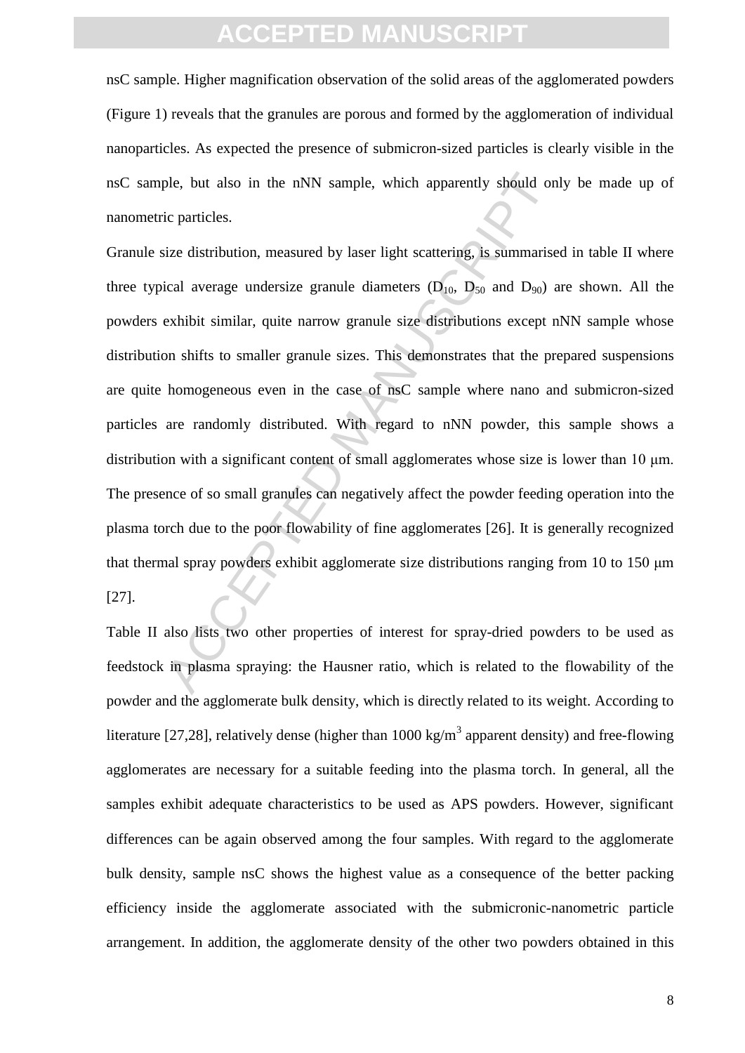nsC sample. Higher magnification observation of the solid areas of the agglomerated powders (Figure 1) reveals that the granules are porous and formed by the agglomeration of individual nanoparticles. As expected the presence of submicron-sized particles is clearly visible in the nsC sample, but also in the nNN sample, which apparently should only be made up of nanometric particles.

Granule size distribution, measured by laser light scattering, is summarised in table II where three typical average undersize granule diameters ($D_{10}$, $D_{50}$ and $D_{90}$) are shown. All the powders exhibit similar, quite narrow granule size distributions except nNN sample whose distribution shifts to smaller granule sizes. This demonstrates that the prepared suspensions are quite homogeneous even in the case of nsC sample where nano and submicron-sized particles are randomly distributed. With regard to nNN powder, this sample shows a distribution with a significant content of small agglomerates whose size is lower than 10 μm. The presence of so small granules can negatively affect the powder feeding operation into the plasma torch due to the poor flowability of fine agglomerates [26]. It is generally recognized that thermal spray powders exhibit agglomerate size distributions ranging from 10 to 150 μm [27].

Table II also lists two other properties of interest for spray-dried powders to be used as feedstock in plasma spraying: the Hausner ratio, which is related to the flowability of the powder and the agglomerate bulk density, which is directly related to its weight. According to literature [27,28], relatively dense (higher than 1000 $kg/m^3$ apparent density) and free-flowing agglomerates are necessary for a suitable feeding into the plasma torch. In general, all the samples exhibit adequate characteristics to be used as APS powders. However, significant differences can be again observed among the four samples. With regard to the agglomerate bulk density, sample nsC shows the highest value as a consequence of the better packing efficiency inside the agglomerate associated with the submicronic-nanometric particle arrangement. In addition, the agglomerate density of the other two powders obtained in this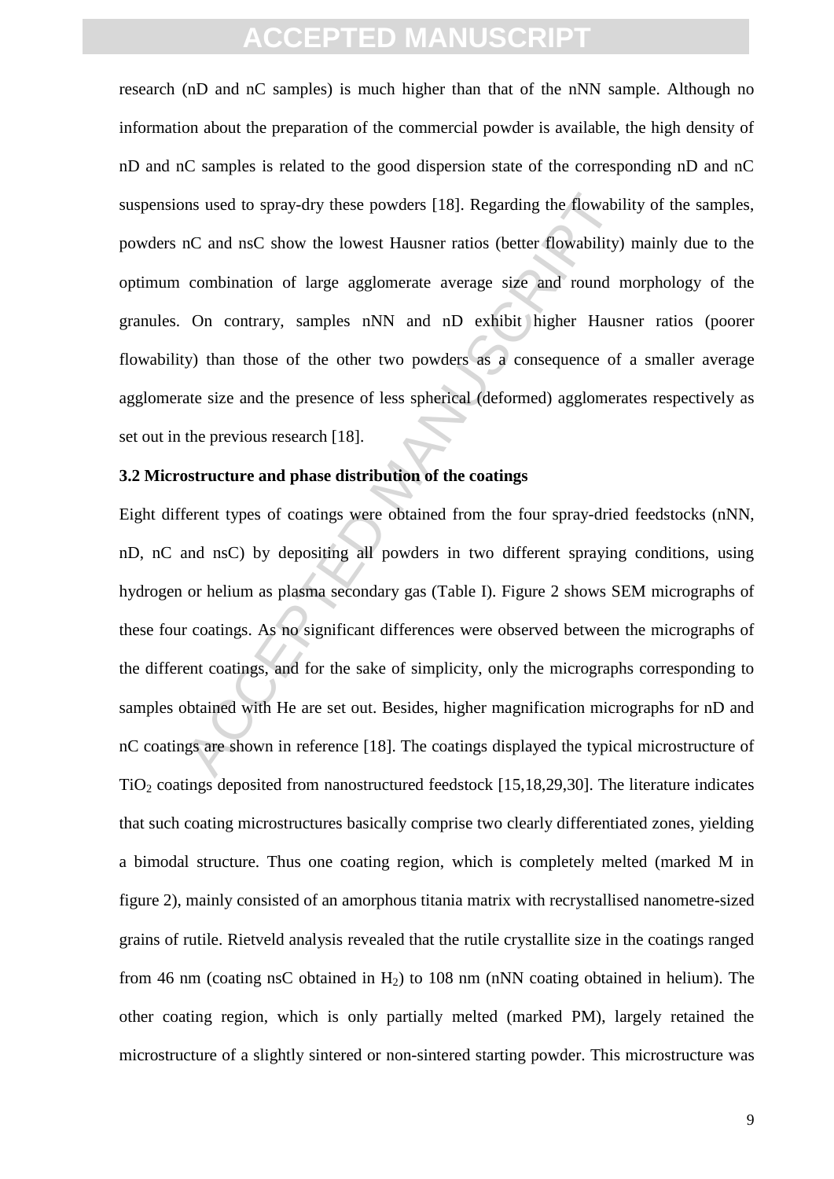research (nD and nC samples) is much higher than that of the nNN sample. Although no information about the preparation of the commercial powder is available, the high density of nD and nC samples is related to the good dispersion state of the corresponding nD and nC suspensions used to spray-dry these powders [18]. Regarding the flowability of the samples, powders nC and nsC show the lowest Hausner ratios (better flowability) mainly due to the optimum combination of large agglomerate average size and round morphology of the granules. On contrary, samples nNN and nD exhibit higher Hausner ratios (poorer flowability) than those of the other two powders as a consequence of a smaller average agglomerate size and the presence of less spherical (deformed) agglomerates respectively as set out in the previous research [18].

### 3.2 Microstructure and phase distribution of the coatings

Eight different types of coatings were obtained from the four spray-dried feedstocks (nNN, nD, nC and nsC) by depositing all powders in two different spraying conditions, using hydrogen or helium as plasma secondary gas (Table I). Figure 2 shows SEM micrographs of these four coatings. As no significant differences were observed between the micrographs of the different coatings, and for the sake of simplicity, only the micrographs corresponding to samples obtained with He are set out. Besides, higher magnification micrographs for nD and nC coatings are shown in reference [18]. The coatings displayed the typical microstructure of $TiO_2$ coatings deposited from nanostructured feedstock [15,18,29,30]. The literature indicates that such coating microstructures basically comprise two clearly differentiated zones, yielding a bimodal structure. Thus one coating region, which is completely melted (marked M in figure 2), mainly consisted of an amorphous titania matrix with recrystallised nanometre-sized grains of rutile. Rietveld analysis revealed that the rutile crystallite size in the coatings ranged from 46 nm (coating nsC obtained in $H_2$) to 108 nm (nNN coating obtained in helium). The other coating region, which is only partially melted (marked PM), largely retained the microstructure of a slightly sintered or non-sintered starting powder. This microstructure was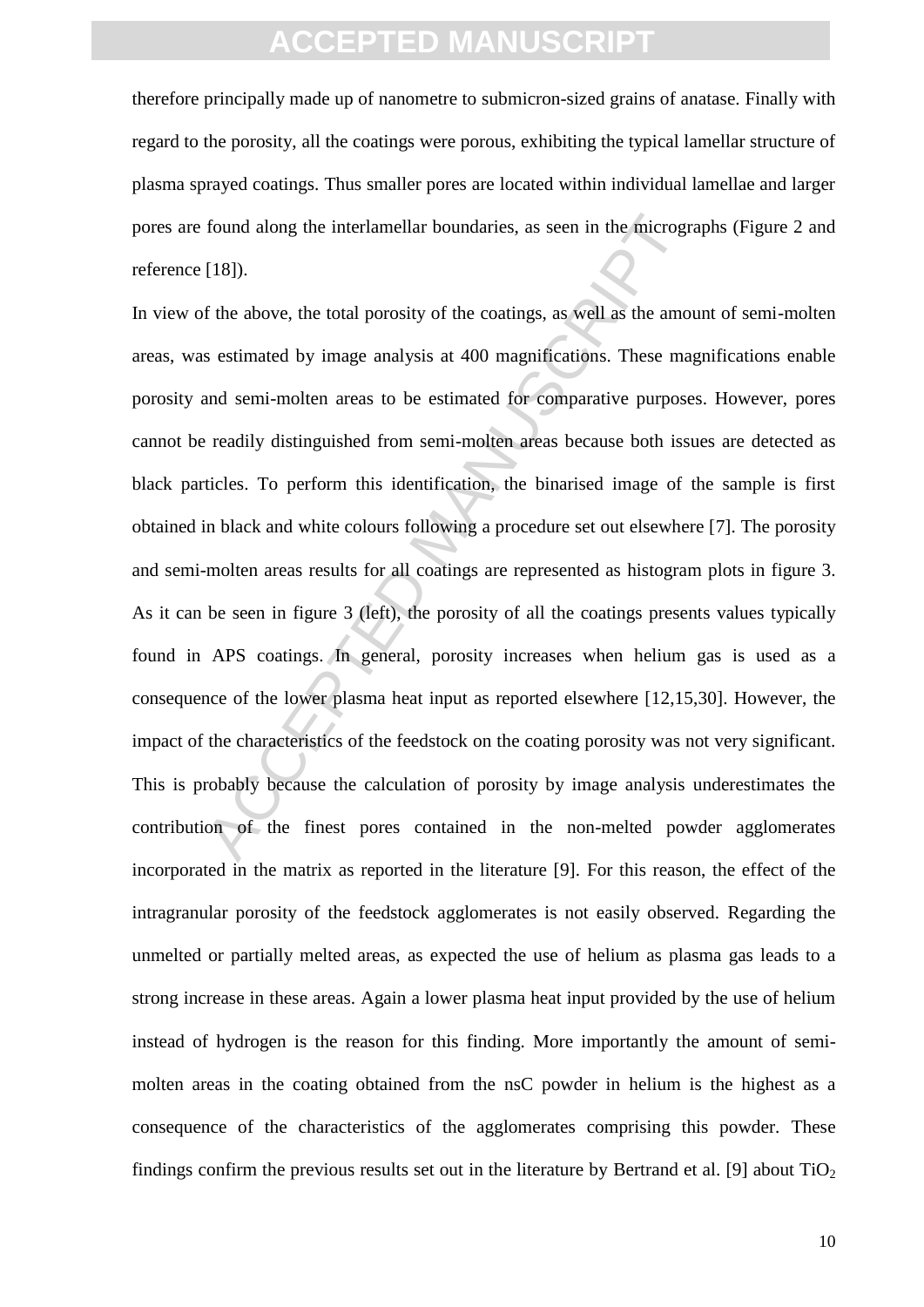therefore principally made up of nanometre to submicron-sized grains of anatase. Finally with regard to the porosity, all the coatings were porous, exhibiting the typical lamellar structure of plasma sprayed coatings. Thus smaller pores are located within individual lamellae and larger pores are found along the interlamellar boundaries, as seen in the micrographs (Figure 2 and reference [18]).

In view of the above, the total porosity of the coatings, as well as the amount of semi-molten areas, was estimated by image analysis at 400 magnifications. These magnifications enable porosity and semi-molten areas to be estimated for comparative purposes. However, pores cannot be readily distinguished from semi-molten areas because both issues are detected as black particles. To perform this identification, the binarised image of the sample is first obtained in black and white colours following a procedure set out elsewhere [7]. The porosity and semi-molten areas results for all coatings are represented as histogram plots in figure 3. As it can be seen in figure 3 (left), the porosity of all the coatings presents values typically found in APS coatings. In general, porosity increases when helium gas is used as a consequence of the lower plasma heat input as reported elsewhere [12,15,30]. However, the impact of the characteristics of the feedstock on the coating porosity was not very significant. This is probably because the calculation of porosity by image analysis underestimates the contribution of the finest pores contained in the non-melted powder agglomerates incorporated in the matrix as reported in the literature [9]. For this reason, the effect of the intragranular porosity of the feedstock agglomerates is not easily observed. Regarding the unmelted or partially melted areas, as expected the use of helium as plasma gas leads to a strong increase in these areas. Again a lower plasma heat input provided by the use of helium instead of hydrogen is the reason for this finding. More importantly the amount of semi-molten areas in the coating obtained from the nsC powder in helium is the highest as a consequence of the characteristics of the agglomerates comprising this powder. These findings confirm the previous results set out in the literature by Bertrand et al. [9] about $TiO_2$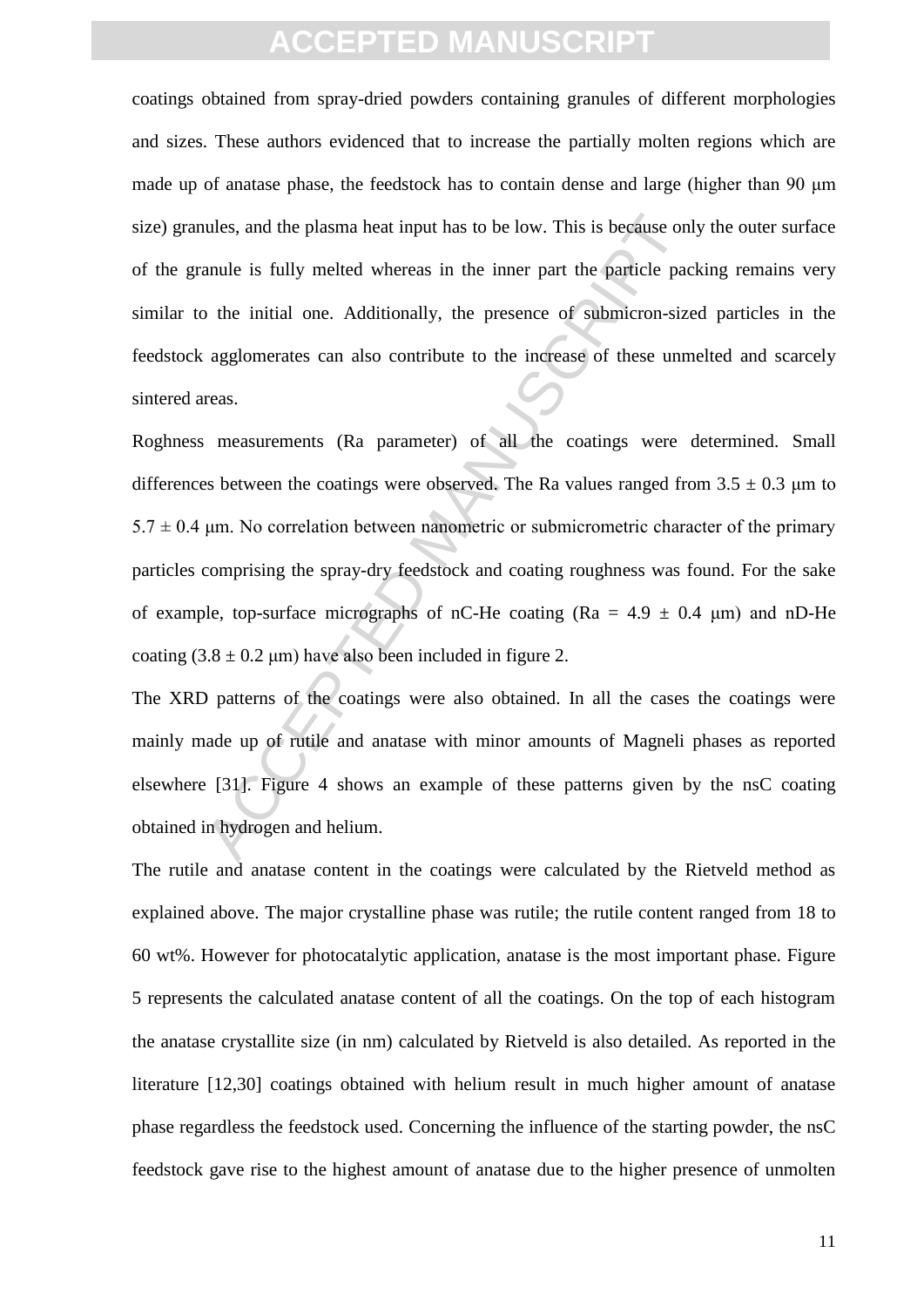coatings obtained from spray-dried powders containing granules of different morphologies and sizes. These authors evidenced that to increase the partially molten regions which are made up of anatase phase, the feedstock has to contain dense and large (higher than 90 μm size) granules, and the plasma heat input has to be low. This is because only the outer surface of the granule is fully melted whereas in the inner part the particle packing remains very similar to the initial one. Additionally, the presence of submicron-sized particles in the feedstock agglomerates can also contribute to the increase of these unmelted and scarcely sintered areas.

Roghness measurements (Ra parameter) of all the coatings were determined. Small differences between the coatings were observed. The Ra values ranged from 3.5 ± 0.3 μm to 5.7 ± 0.4 μm. No correlation between nanometric or submicrometric character of the primary particles comprising the spray-dry feedstock and coating roughness was found. For the sake of example, top-surface micrographs of nC-He coating (Ra = 4.9 ± 0.4 μm) and nD-He coating (3.8 ± 0.2 μm) have also been included in figure 2.

The XRD patterns of the coatings were also obtained. In all the cases the coatings were mainly made up of rutile and anatase with minor amounts of Magneli phases as reported elsewhere [31]. Figure 4 shows an example of these patterns given by the nsC coating obtained in hydrogen and helium.

The rutile and anatase content in the coatings were calculated by the Rietveld method as explained above. The major crystalline phase was rutile; the rutile content ranged from 18 to 60 wt%. However for photocatalytic application, anatase is the most important phase. Figure 5 represents the calculated anatase content of all the coatings. On the top of each histogram the anatase crystallite size (in nm) calculated by Rietveld is also detailed. As reported in the literature [12,30] coatings obtained with helium result in much higher amount of anatase phase regardless the feedstock used. Concerning the influence of the starting powder, the nsC feedstock gave rise to the highest amount of anatase due to the higher presence of unmolten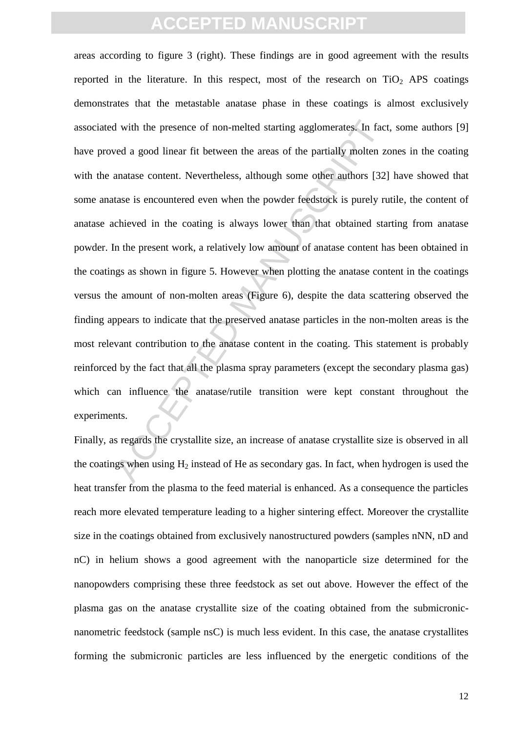areas according to figure 3 (right). These findings are in good agreement with the results reported in the literature. In this respect, most of the research on $TiO_2$ APS coatings demonstrates that the metastable anatase phase in these coatings is almost exclusively associated with the presence of non-melted starting agglomerates. In fact, some authors [9] have proved a good linear fit between the areas of the partially molten zones in the coating with the anatase content. Nevertheless, although some other authors [32] have showed that some anatase is encountered even when the powder feedstock is purely rutile, the content of anatase achieved in the coating is always lower than that obtained starting from anatase powder. In the present work, a relatively low amount of anatase content has been obtained in the coatings as shown in figure 5. However when plotting the anatase content in the coatings versus the amount of non-molten areas (Figure 6), despite the data scattering observed the finding appears to indicate that the preserved anatase particles in the non-molten areas is the most relevant contribution to the anatase content in the coating. This statement is probably reinforced by the fact that all the plasma spray parameters (except the secondary plasma gas) which can influence the anatase/rutile transition were kept constant throughout the experiments.

Finally, as regards the crystallite size, an increase of anatase crystallite size is observed in all the coatings when using $H_2$ instead of He as secondary gas. In fact, when hydrogen is used the heat transfer from the plasma to the feed material is enhanced. As a consequence the particles reach more elevated temperature leading to a higher sintering effect. Moreover the crystallite size in the coatings obtained from exclusively nanostructured powders (samples nNN, nD and nC) in helium shows a good agreement with the nanoparticle size determined for the nanopowders comprising these three feedstock as set out above. However the effect of the plasma gas on the anatase crystallite size of the coating obtained from the submicronic-nanometric feedstock (sample nsC) is much less evident. In this case, the anatase crystallites forming the submicronic particles are less influenced by the energetic conditions of the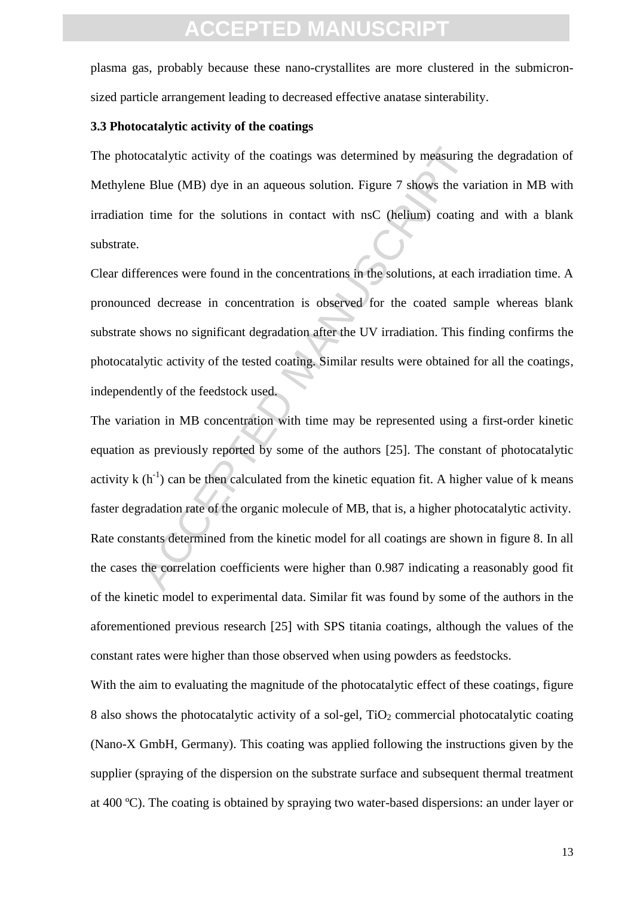plasma gas, probably because these nano-crystallites are more clustered in the submicron-sized particle arrangement leading to decreased effective anatase sinterability.

### 3.3 Photocatalytic activity of the coatings

The photocatalytic activity of the coatings was determined by measuring the degradation of Methylene Blue (MB) dye in an aqueous solution. Figure 7 shows the variation in MB with irradiation time for the solutions in contact with nsC (helium) coating and with a blank substrate.

Clear differences were found in the concentrations in the solutions, at each irradiation time. A pronounced decrease in concentration is observed for the coated sample whereas blank substrate shows no significant degradation after the UV irradiation. This finding confirms the photocatalytic activity of the tested coating. Similar results were obtained for all the coatings, independently of the feedstock used.

The variation in MB concentration with time may be represented using a first-order kinetic equation as previously reported by some of the authors [25]. The constant of photocatalytic activity k ($h^{-1}$) can be then calculated from the kinetic equation fit. A higher value of k means faster degradation rate of the organic molecule of MB, that is, a higher photocatalytic activity. Rate constants determined from the kinetic model for all coatings are shown in figure 8. In all the cases the correlation coefficients were higher than 0.987 indicating a reasonably good fit of the kinetic model to experimental data. Similar fit was found by some of the authors in the aforementioned previous research [25] with SPS titania coatings, although the values of the constant rates were higher than those observed when using powders as feedstocks.

With the aim to evaluating the magnitude of the photocatalytic effect of these coatings, figure 8 also shows the photocatalytic activity of a sol-gel, $TiO_2$ commercial photocatalytic coating (Nano-X GmbH, Germany). This coating was applied following the instructions given by the supplier (spraying of the dispersion on the substrate surface and subsequent thermal treatment at 400 ºC). The coating is obtained by spraying two water-based dispersions: an under layer or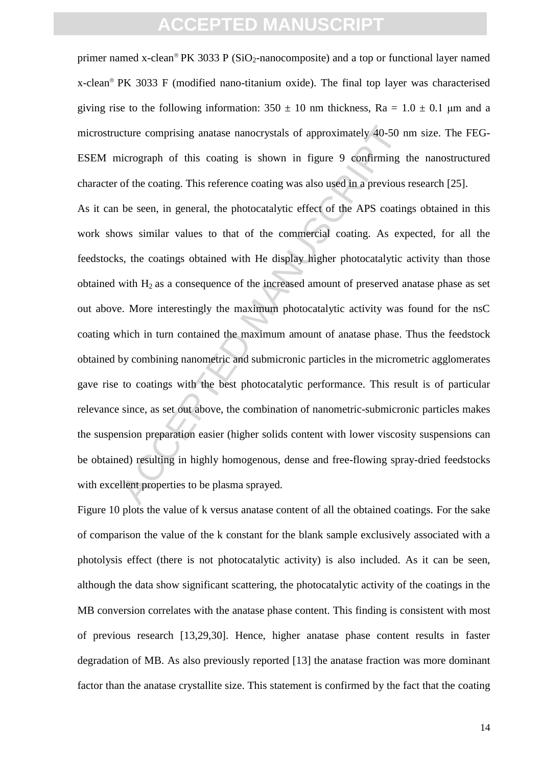primer named x-clean® PK 3033 P ($SiO_2$-nanocomposite) and a top or functional layer named x-clean® PK 3033 F (modified nano-titanium oxide). The final top layer was characterised giving rise to the following information: 350 ± 10 nm thickness, Ra = 1.0 ± 0.1 μm and a microstructure comprising anatase nanocrystals of approximately 40-50 nm size. The FEG-ESEM micrograph of this coating is shown in figure 9 confirming the nanostructured character of the coating. This reference coating was also used in a previous research [25].

As it can be seen, in general, the photocatalytic effect of the APS coatings obtained in this work shows similar values to that of the commercial coating. As expected, for all the feedstocks, the coatings obtained with He display higher photocatalytic activity than those obtained with $H_2$ as a consequence of the increased amount of preserved anatase phase as set out above. More interestingly the maximum photocatalytic activity was found for the nsC coating which in turn contained the maximum amount of anatase phase. Thus the feedstock obtained by combining nanometric and submicronic particles in the micrometric agglomerates gave rise to coatings with the best photocatalytic performance. This result is of particular relevance since, as set out above, the combination of nanometric-submicronic particles makes the suspension preparation easier (higher solids content with lower viscosity suspensions can be obtained) resulting in highly homogenous, dense and free-flowing spray-dried feedstocks with excellent properties to be plasma sprayed.

Figure 10 plots the value of k versus anatase content of all the obtained coatings. For the sake of comparison the value of the k constant for the blank sample exclusively associated with a photolysis effect (there is not photocatalytic activity) is also included. As it can be seen, although the data show significant scattering, the photocatalytic activity of the coatings in the MB conversion correlates with the anatase phase content. This finding is consistent with most of previous research [13,29,30]. Hence, higher anatase phase content results in faster degradation of MB. As also previously reported [13] the anatase fraction was more dominant factor than the anatase crystallite size. This statement is confirmed by the fact that the coating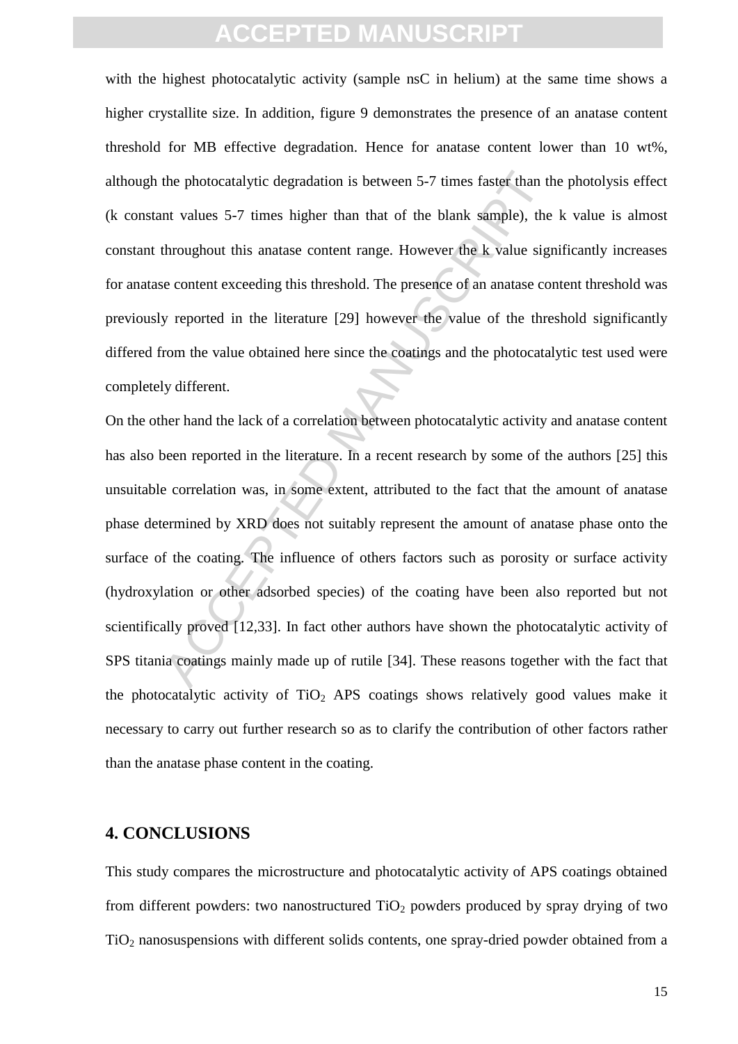with the highest photocatalytic activity (sample nsC in helium) at the same time shows a higher crystallite size. In addition, figure 9 demonstrates the presence of an anatase content threshold for MB effective degradation. Hence for anatase content lower than 10 wt%, although the photocatalytic degradation is between 5-7 times faster than the photolysis effect (k constant values 5-7 times higher than that of the blank sample), the k value is almost constant throughout this anatase content range. However the k value significantly increases for anatase content exceeding this threshold. The presence of an anatase content threshold was previously reported in the literature [29] however the value of the threshold significantly differed from the value obtained here since the coatings and the photocatalytic test used were completely different.

On the other hand the lack of a correlation between photocatalytic activity and anatase content has also been reported in the literature. In a recent research by some of the authors [25] this unsuitable correlation was, in some extent, attributed to the fact that the amount of anatase phase determined by XRD does not suitably represent the amount of anatase phase onto the surface of the coating. The influence of others factors such as porosity or surface activity (hydroxylation or other adsorbed species) of the coating have been also reported but not scientifically proved [12,33]. In fact other authors have shown the photocatalytic activity of SPS titania coatings mainly made up of rutile [34]. These reasons together with the fact that the photocatalytic activity of $TiO_2$ APS coatings shows relatively good values make it necessary to carry out further research so as to clarify the contribution of other factors rather than the anatase phase content in the coating.

## 4. CONCLUSIONS

This study compares the microstructure and photocatalytic activity of APS coatings obtained from different powders: two nanostructured $TiO_2$ powders produced by spray drying of two $TiO_2$ nanosuspensions with different solids contents, one spray-dried powder obtained from a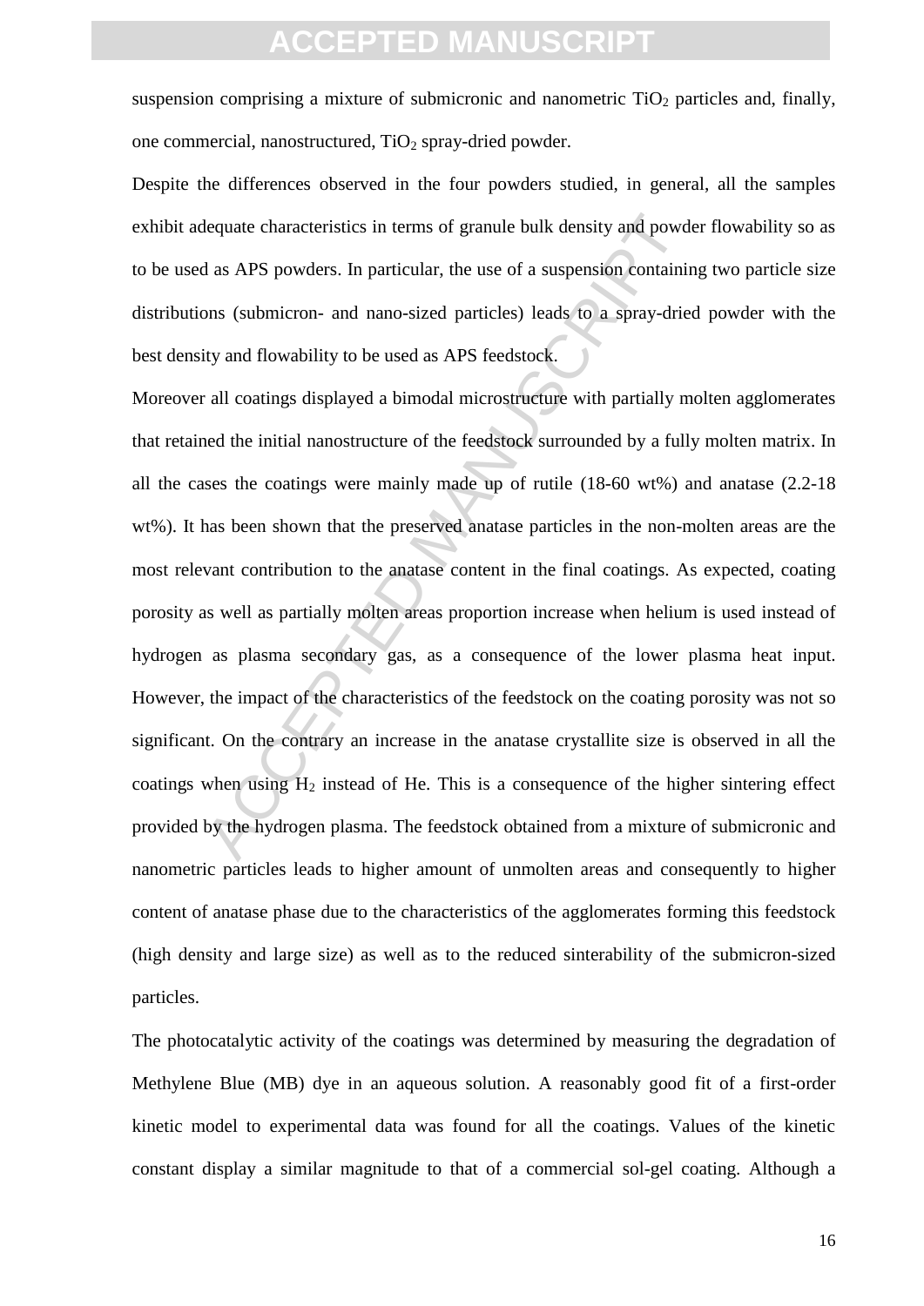suspension comprising a mixture of submicronic and nanometric $TiO_2$ particles and, finally, one commercial, nanostructured, $TiO_2$ spray-dried powder.

Despite the differences observed in the four powders studied, in general, all the samples exhibit adequate characteristics in terms of granule bulk density and powder flowability so as to be used as APS powders. In particular, the use of a suspension containing two particle size distributions (submicron- and nano-sized particles) leads to a spray-dried powder with the best density and flowability to be used as APS feedstock.

Moreover all coatings displayed a bimodal microstructure with partially molten agglomerates that retained the initial nanostructure of the feedstock surrounded by a fully molten matrix. In all the cases the coatings were mainly made up of rutile (18-60 wt%) and anatase (2.2-18 wt%). It has been shown that the preserved anatase particles in the non-molten areas are the most relevant contribution to the anatase content in the final coatings. As expected, coating porosity as well as partially molten areas proportion increase when helium is used instead of hydrogen as plasma secondary gas, as a consequence of the lower plasma heat input. However, the impact of the characteristics of the feedstock on the coating porosity was not so significant. On the contrary an increase in the anatase crystallite size is observed in all the coatings when using $H_2$ instead of He. This is a consequence of the higher sintering effect provided by the hydrogen plasma. The feedstock obtained from a mixture of submicronic and nanometric particles leads to higher amount of unmolten areas and consequently to higher content of anatase phase due to the characteristics of the agglomerates forming this feedstock (high density and large size) as well as to the reduced sinterability of the submicron-sized particles.

The photocatalytic activity of the coatings was determined by measuring the degradation of Methylene Blue (MB) dye in an aqueous solution. A reasonably good fit of a first-order kinetic model to experimental data was found for all the coatings. Values of the kinetic constant display a similar magnitude to that of a commercial sol-gel coating. Although a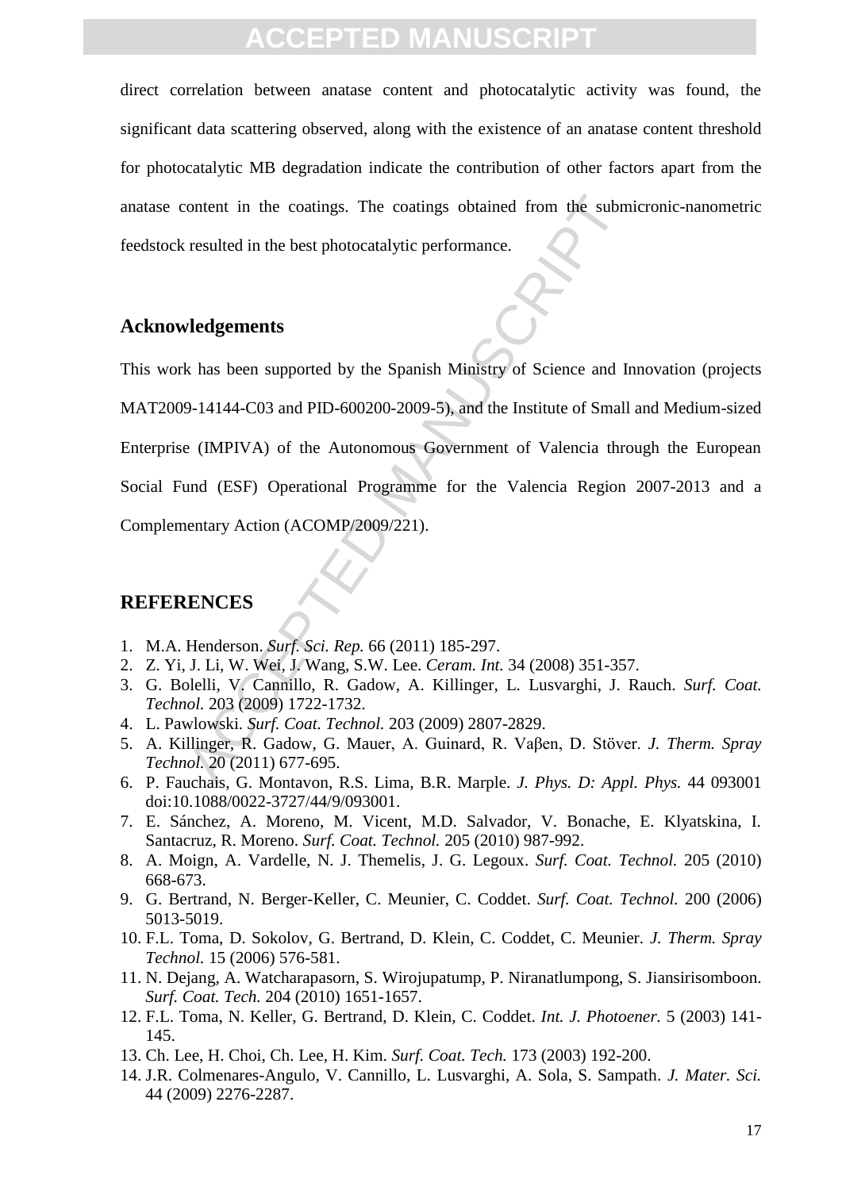direct correlation between anatase content and photocatalytic activity was found, the significant data scattering observed, along with the existence of an anatase content threshold for photocatalytic MB degradation indicate the contribution of other factors apart from the anatase content in the coatings. The coatings obtained from the submicronic-nanometric feedstock resulted in the best photocatalytic performance.

## Acknowledgements

This work has been supported by the Spanish Ministry of Science and Innovation (projects MAT2009-14144-C03 and PID-600200-2009-5), and the Institute of Small and Medium-sized Enterprise (IMPIVA) of the Autonomous Government of Valencia through the European Social Fund (ESF) Operational Programme for the Valencia Region 2007-2013 and a Complementary Action (ACOMP/2009/221).

## REFERENCES

1. M.A. Henderson. *Surf. Sci. Rep.* 66 (2011) 185-297.
2. Z. Yi, J. Li, W. Wei, J. Wang, S.W. Lee. *Ceram. Int.* 34 (2008) 351-357.
3. G. Bolelli, V. Cannillo, R. Gadow, A. Killinger, L. Lusvarghi, J. Rauch. *Surf. Coat. Technol.* 203 (2009) 1722-1732.
4. L. Pawlowski. *Surf. Coat. Technol.* 203 (2009) 2807-2829.
5. A. Killinger, R. Gadow, G. Mauer, A. Guinard, R. Vaβen, D. Stöver. *J. Therm. Spray Technol.* 20 (2011) 677-695.
6. P. Fauchais, G. Montavon, R.S. Lima, B.R. Marple. *J. Phys. D: Appl. Phys.* 44 093001 doi:10.1088/0022-3727/44/9/093001.
7. E. Sánchez, A. Moreno, M. Vicent, M.D. Salvador, V. Bonache, E. Klyatskina, I. Santacruz, R. Moreno. *Surf. Coat. Technol.* 205 (2010) 987-992.
8. A. Moign, A. Vardelle, N. J. Themelis, J. G. Legoux. *Surf. Coat. Technol.* 205 (2010) 668-673.
9. G. Bertrand, N. Berger-Keller, C. Meunier, C. Coddet. *Surf. Coat. Technol.* 200 (2006) 5013-5019.
10. F.L. Toma, D. Sokolov, G. Bertrand, D. Klein, C. Coddet, C. Meunier. *J. Therm. Spray Technol.* 15 (2006) 576-581.
11. N. Dejang, A. Watcharapasorn, S. Wirojupatump, P. Niranatlumpong, S. Jiansirisomboon. *Surf. Coat. Tech.* 204 (2010) 1651-1657.
12. F.L. Toma, N. Keller, G. Bertrand, D. Klein, C. Coddet. *Int. J. Photoener.* 5 (2003) 141-145.
13. Ch. Lee, H. Choi, Ch. Lee, H. Kim. *Surf. Coat. Tech.* 173 (2003) 192-200.
14. J.R. Colmenares-Angulo, V. Cannillo, L. Lusvarghi, A. Sola, S. Sampath. *J. Mater. Sci.* 44 (2009) 2276-2287.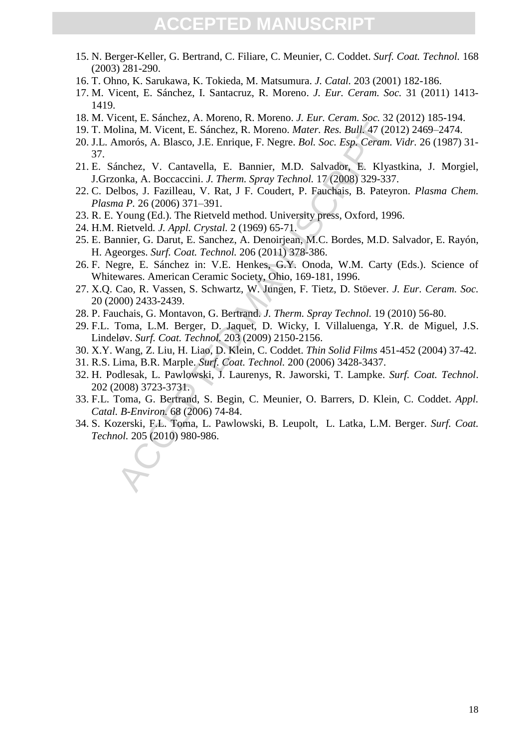15. N. Berger-Keller, G. Bertrand, C. Filiare, C. Meunier, C. Coddet. *Surf. Coat. Technol.* 168 (2003) 281-290.
16. T. Ohno, K. Sarukawa, K. Tokieda, M. Matsumura. *J. Catal.* 203 (2001) 182-186.
17. M. Vicent, E. Sánchez, I. Santacruz, R. Moreno. *J. Eur. Ceram. Soc.* 31 (2011) 1413-1419.
18. M. Vicent, E. Sánchez, A. Moreno, R. Moreno. *J. Eur. Ceram. Soc.* 32 (2012) 185-194.
19. T. Molina, M. Vicent, E. Sánchez, R. Moreno. *Mater. Res. Bull.* 47 (2012) 2469–2474.
20. J.L. Amorós, A. Blasco, J.E. Enrique, F. Negre. *Bol. Soc. Esp. Ceram. Vidr.* 26 (1987) 31-37.
21. E. Sánchez, V. Cantavella, E. Bannier, M.D. Salvador, E. Klyastkina, J. Morgiel, J.Grzonka, A. Boccaccini. *J. Therm. Spray Technol.* 17 (2008) 329-337.
22. C. Delbos, J. Fazilleau, V. Rat, J F. Coudert, P. Fauchais, B. Pateyron. *Plasma Chem. Plasma P.* 26 (2006) 371–391.
23. R. E. Young (Ed.). The Rietveld method. University press, Oxford, 1996.
24. H.M. Rietveld. *J. Appl. Crystal.* 2 (1969) 65-71.
25. E. Bannier, G. Darut, E. Sanchez, A. Denoirjean, M.C. Bordes, M.D. Salvador, E. Rayón, H. Ageorges. *Surf. Coat. Technol.* 206 (2011) 378-386.
26. F. Negre, E. Sánchez in: V.E. Henkes, G.Y. Onoda, W.M. Carty (Eds.). Science of Whitewares. American Ceramic Society, Ohio, 169-181, 1996.
27. X.Q. Cao, R. Vassen, S. Schwartz, W. Jungen, F. Tietz, D. Stöever. *J. Eur. Ceram. Soc.* 20 (2000) 2433-2439.
28. P. Fauchais, G. Montavon, G. Bertrand. *J. Therm. Spray Technol.* 19 (2010) 56-80.
29. F.L. Toma, L.M. Berger, D. Jaquet, D. Wicky, I. Villaluenga, Y.R. de Miguel, J.S. Lindeløv. *Surf. Coat. Technol.* 203 (2009) 2150-2156.
30. X.Y. Wang, Z. Liu, H. Liao, D. Klein, C. Coddet. *Thin Solid Films* 451-452 (2004) 37-42.
31. R.S. Lima, B.R. Marple. *Surf. Coat. Technol.* 200 (2006) 3428-3437.
32. H. Podlesak, L. Pawlowski, J. Laurenys, R. Jaworski, T. Lampke. *Surf. Coat. Technol*. 202 (2008) 3723-3731.
33. F.L. Toma, G. Bertrand, S. Begin, C. Meunier, O. Barrers, D. Klein, C. Coddet. *Appl. Catal. B-Environ.* 68 (2006) 74-84.
34. S. Kozerski, F.L. Toma, L. Pawlowski, B. Leupolt, L. Latka, L.M. Berger. *Surf. Coat. Technol.* 205 (2010) 980-986.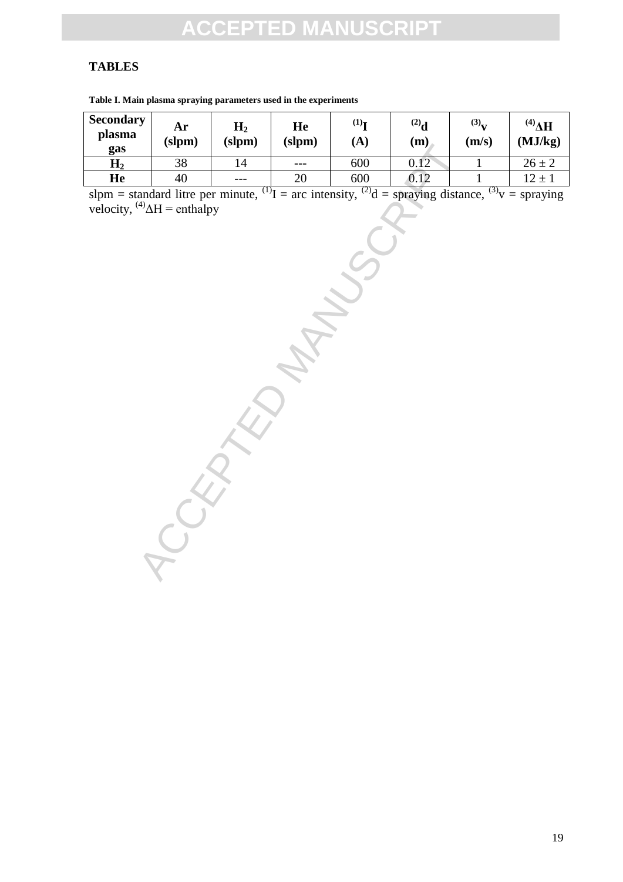## TABLES

**Table I. Main plasma spraying parameters used in the experiments**

| Secondary plasma gas | Ar (slpm) | $H_2$ (slpm) | He (slpm) | [(1)]I (A) | [(2)]d (m) | [(3)]v (m/s) | [(4)]ΔH (MJ/kg) |
|---|---|---|---|---|---|---|---|
| $H_2$ | 38 | 14 | --- | 600 | 0.12 | 1 | 26 ± 2 |
| He | 40 | --- | 20 | 600 | 0.12 | 1 | 12 ± 1 |

slpm = standard litre per minute, [(1)]I = arc intensity, [(2)]d = spraying distance, [(3)]v = spraying velocity, [(4)]ΔH = enthalpy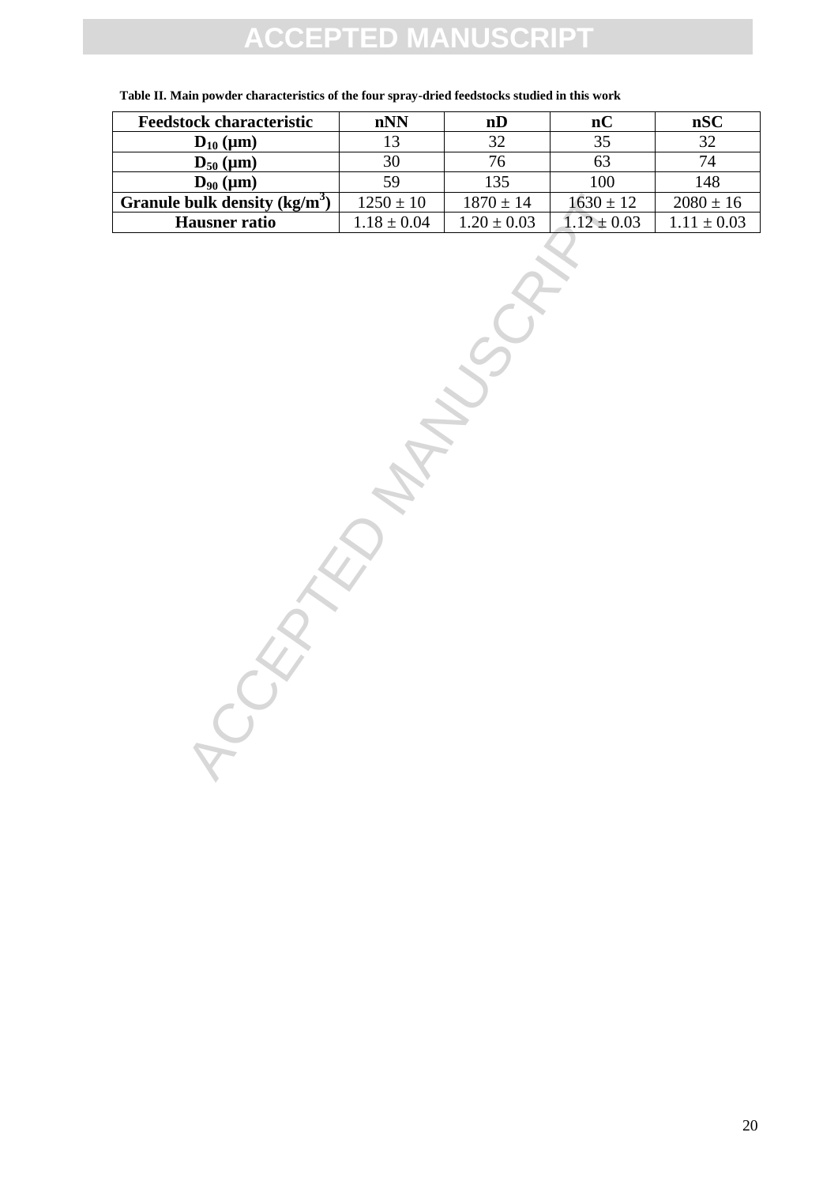**Table II. Main powder characteristics of the four spray-dried feedstocks studied in this work**

| Feedstock characteristic | nNN | nD | nC | nSC |
|---|---|---|---|---|
| $D_{10}$ (μm) | 13 | 32 | 35 | 32 |
| $D_{50}$ (μm) | 30 | 76 | 63 | 74 |
| $D_{90}$ (μm) | 59 | 135 | 100 | 148 |
| Granule bulk density ($kg/m^3$) | 1250 ± 10 | 1870 ± 14 | 1630 ± 12 | 2080 ± 16 |
| Hausner ratio | 1.18 ± 0.04 | 1.20 ± 0.03 | 1.12 ± 0.03 | 1.11 ± 0.03 |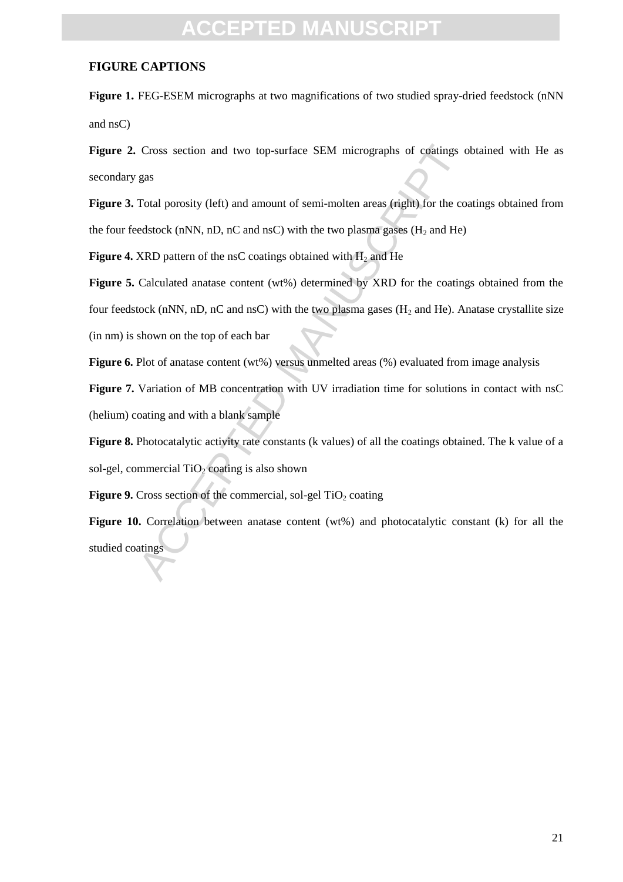**FIGURE CAPTIONS**

**Figure 1.** FEG-ESEM micrographs at two magnifications of two studied spray-dried feedstock (nNN and nsC)

**Figure 2.** Cross section and two top-surface SEM micrographs of coatings obtained with He as secondary gas

**Figure 3.** Total porosity (left) and amount of semi-molten areas (right) for the coatings obtained from the four feedstock (nNN, nD, nC and nsC) with the two plasma gases ($H_2$ and He)

**Figure 4.** XRD pattern of the nsC coatings obtained with $H_2$ and He

**Figure 5.** Calculated anatase content (wt%) determined by XRD for the coatings obtained from the four feedstock (nNN, nD, nC and nsC) with the two plasma gases ($H_2$ and He). Anatase crystallite size (in nm) is shown on the top of each bar

**Figure 6.** Plot of anatase content (wt%) versus unmelted areas (%) evaluated from image analysis

**Figure 7.** Variation of MB concentration with UV irradiation time for solutions in contact with nsC (helium) coating and with a blank sample

**Figure 8.** Photocatalytic activity rate constants (k values) of all the coatings obtained. The k value of a sol-gel, commercial $TiO_2$ coating is also shown

**Figure 9.** Cross section of the commercial, sol-gel $TiO_2$ coating

**Figure 10.** Correlation between anatase content (wt%) and photocatalytic constant (k) for all the studied coatings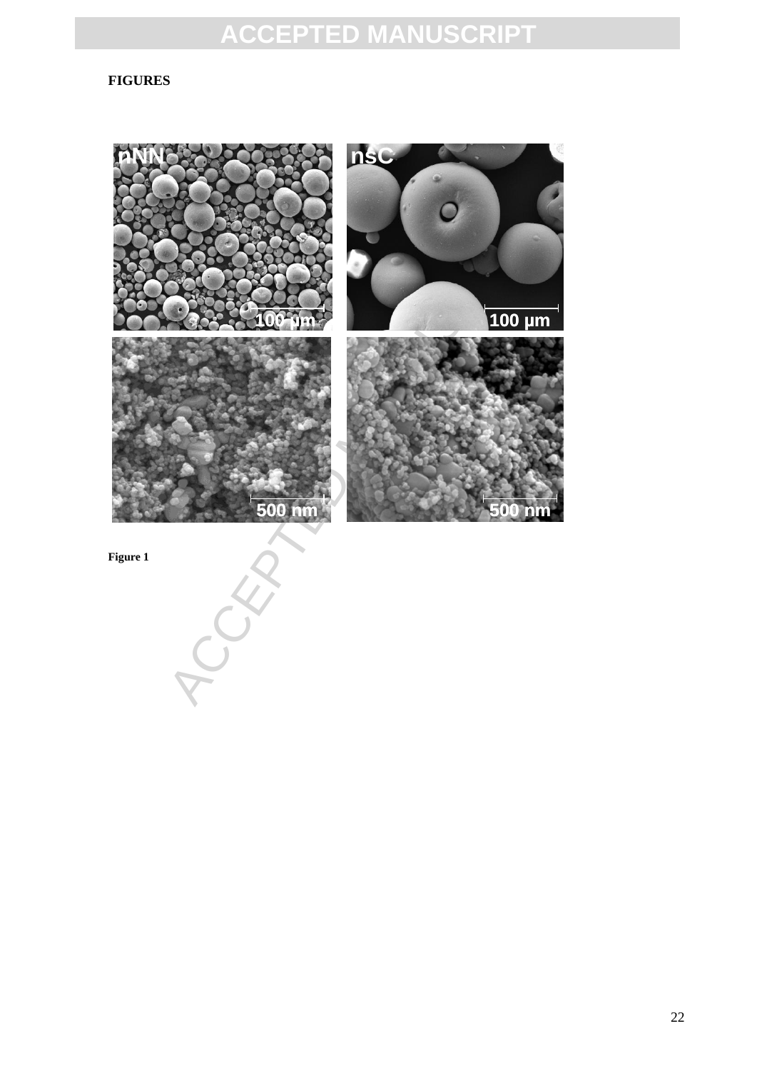**FIGURES**

**Figure 1**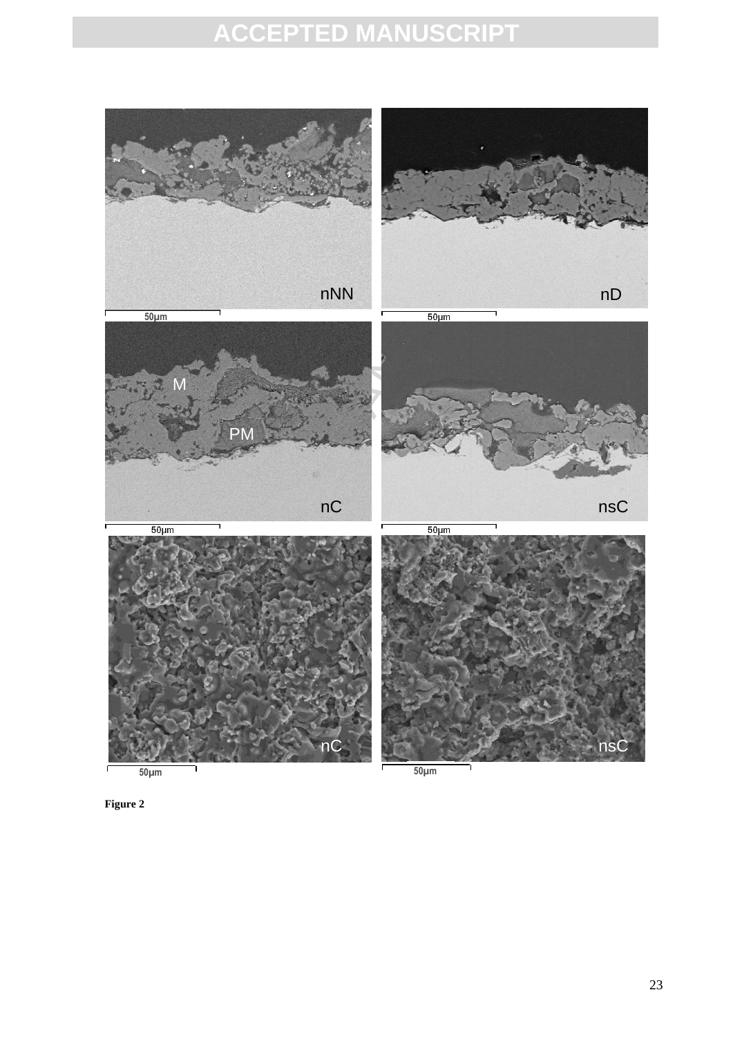**Figure 2**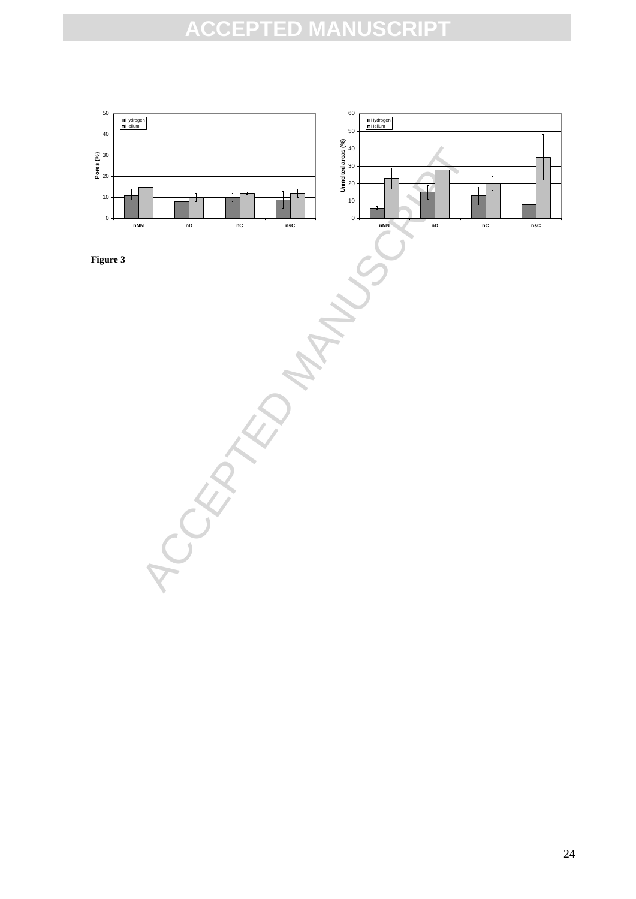**Figure 3**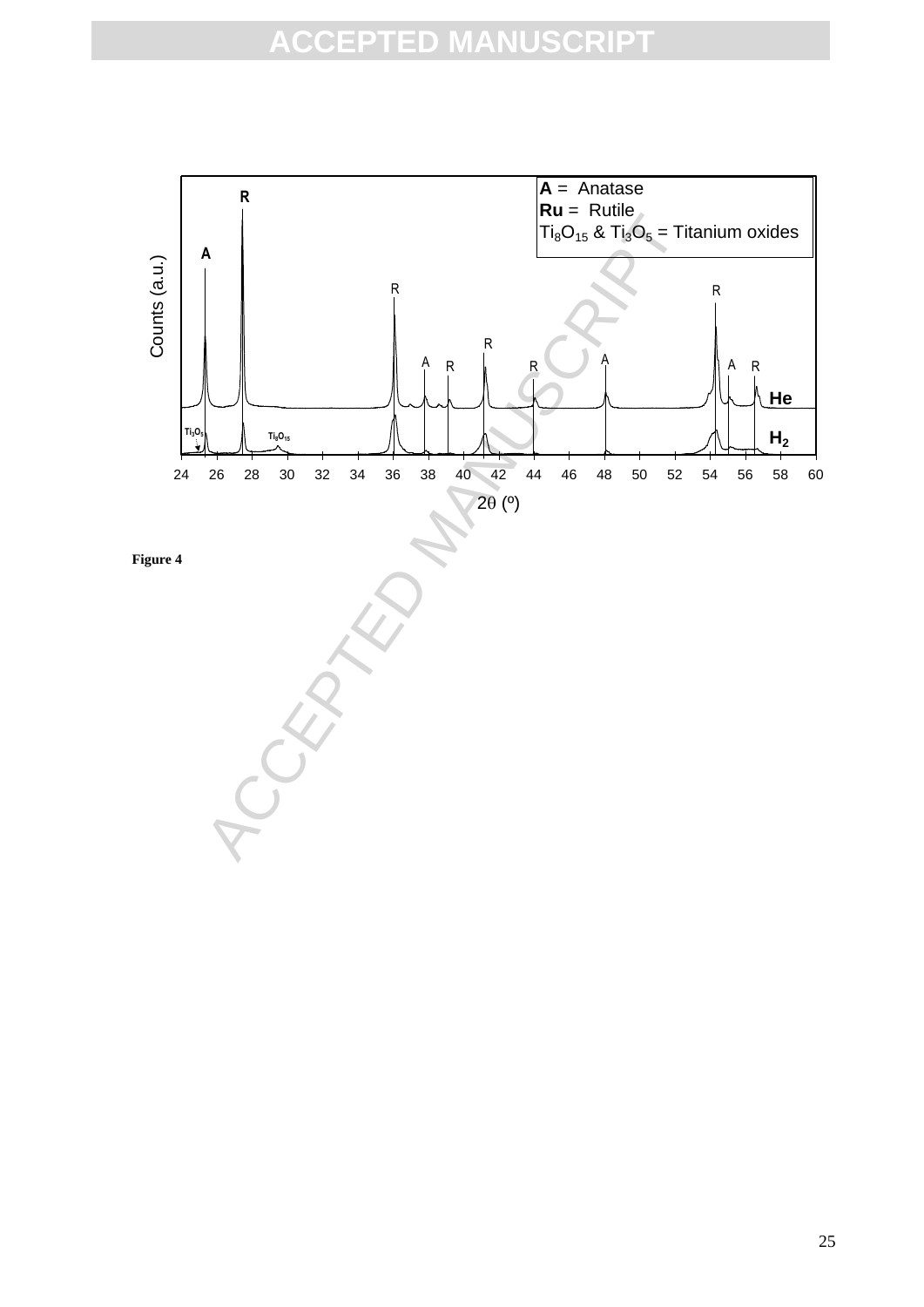**Figure 4**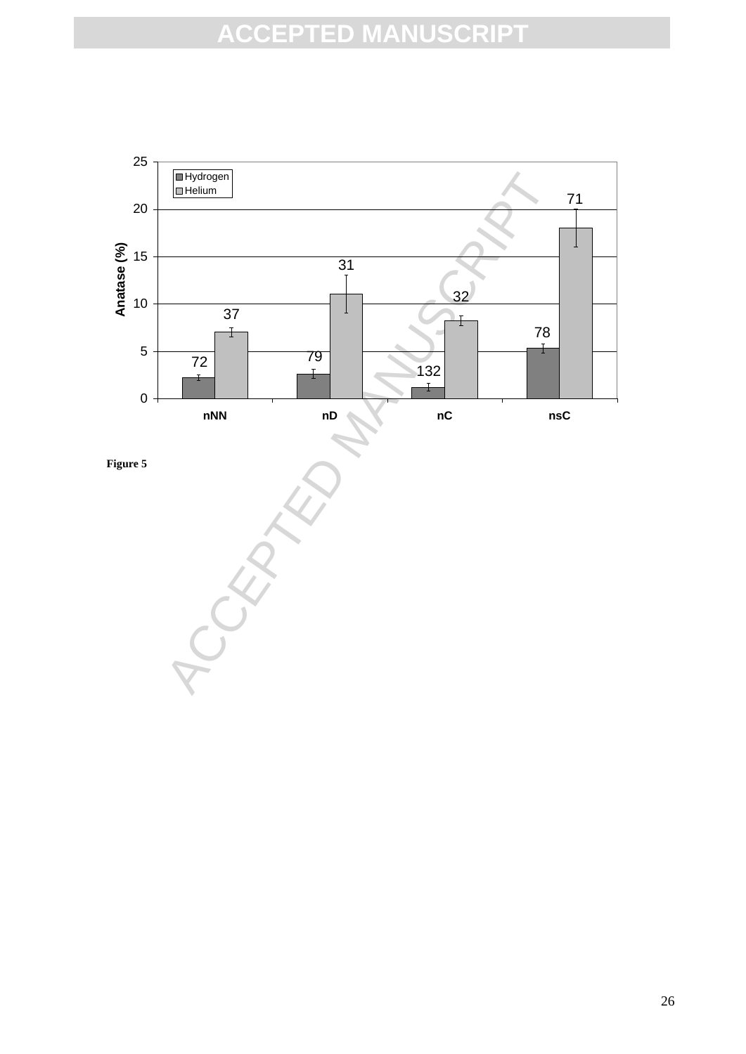Figure 5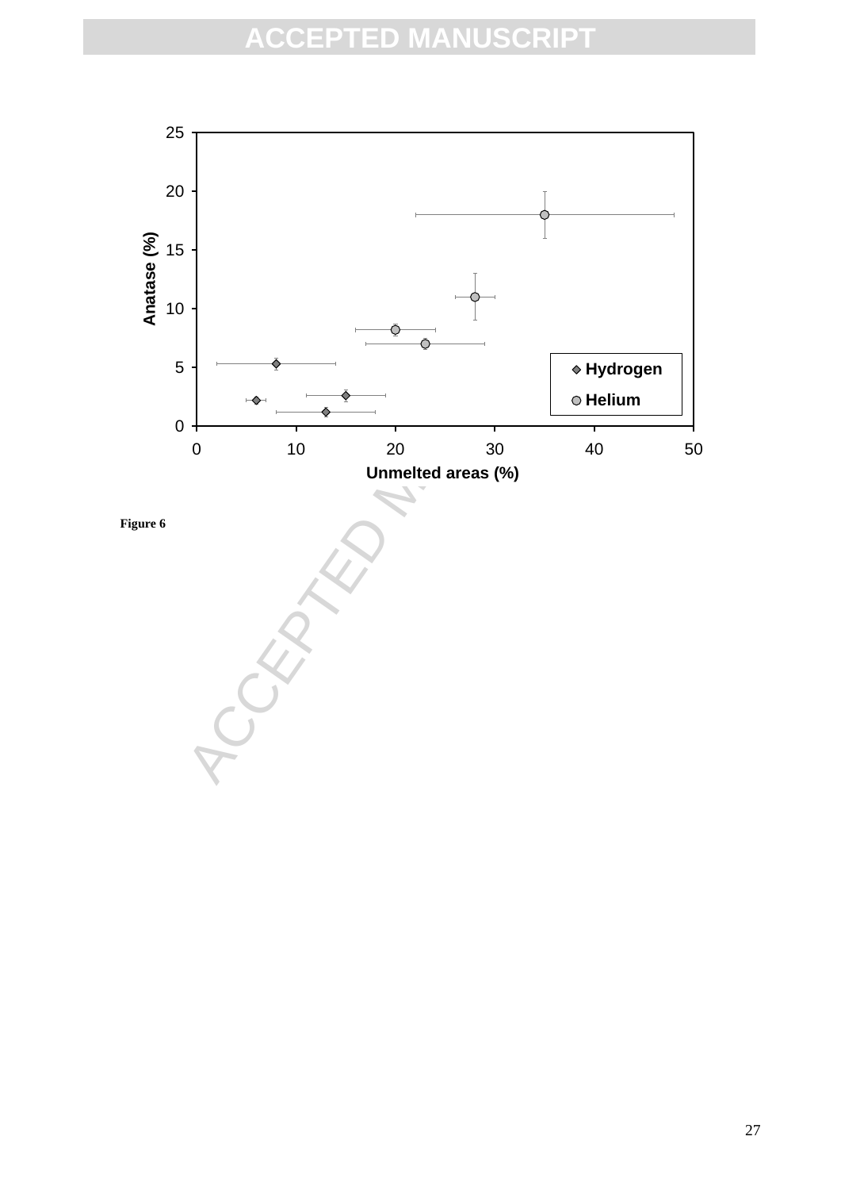Figure 6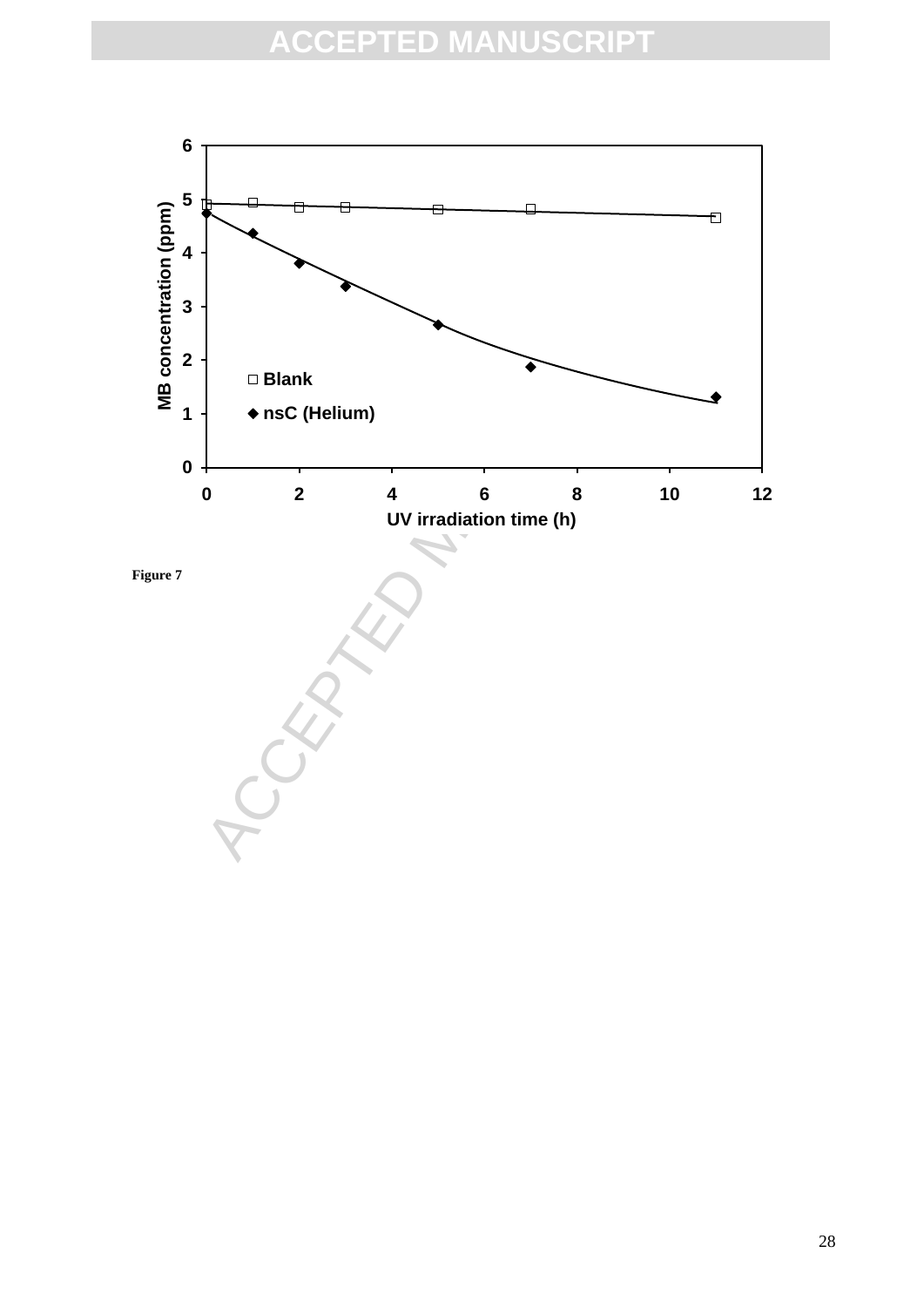Figure 7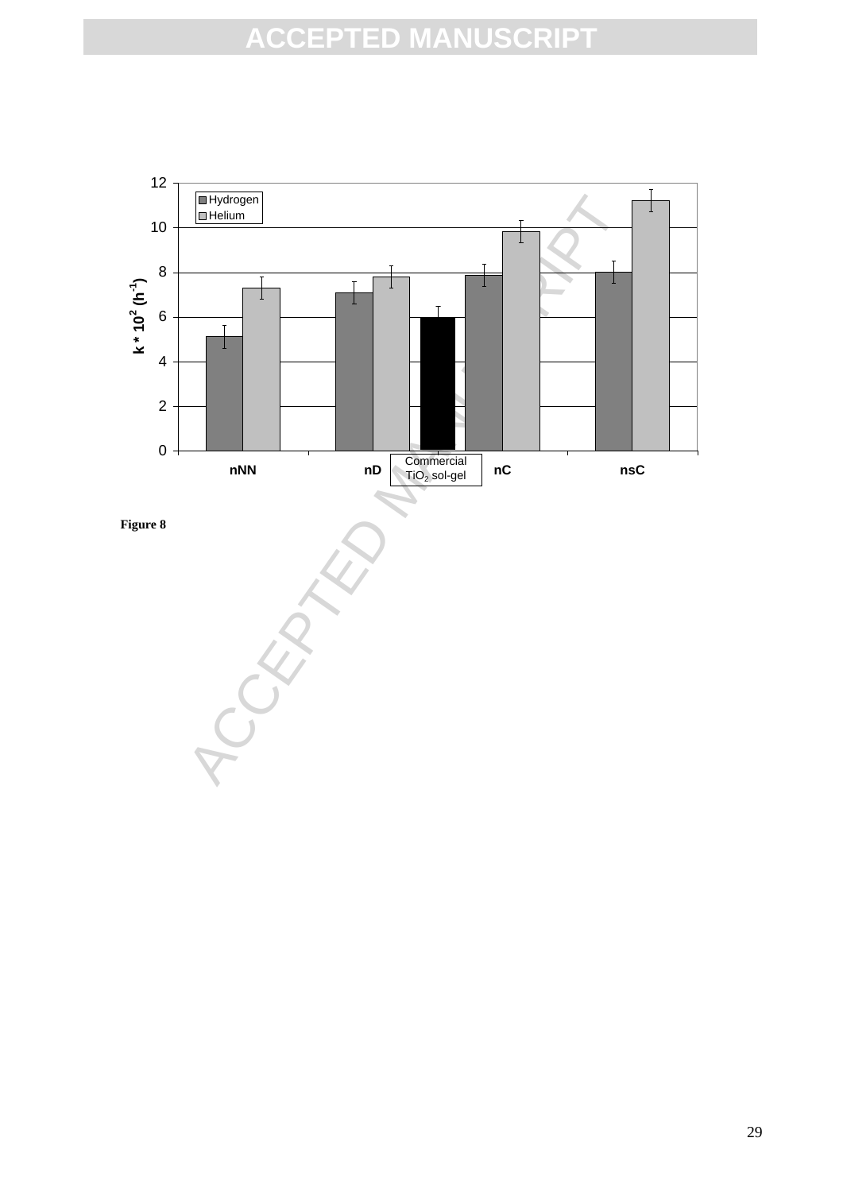Figure 8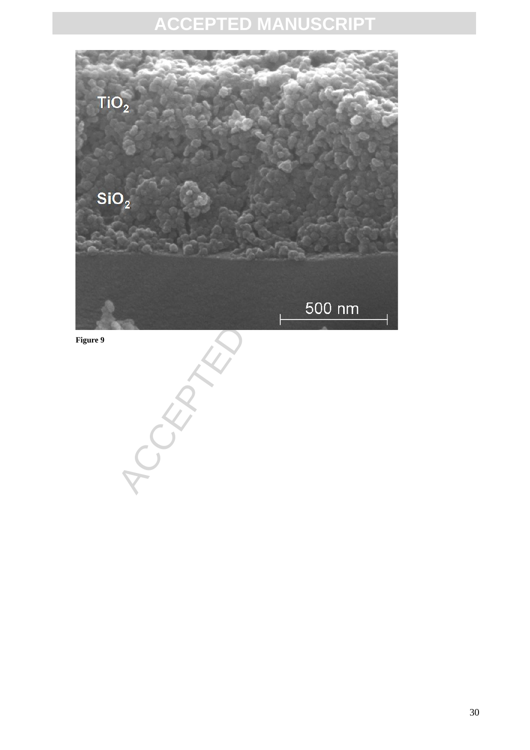**Figure 9**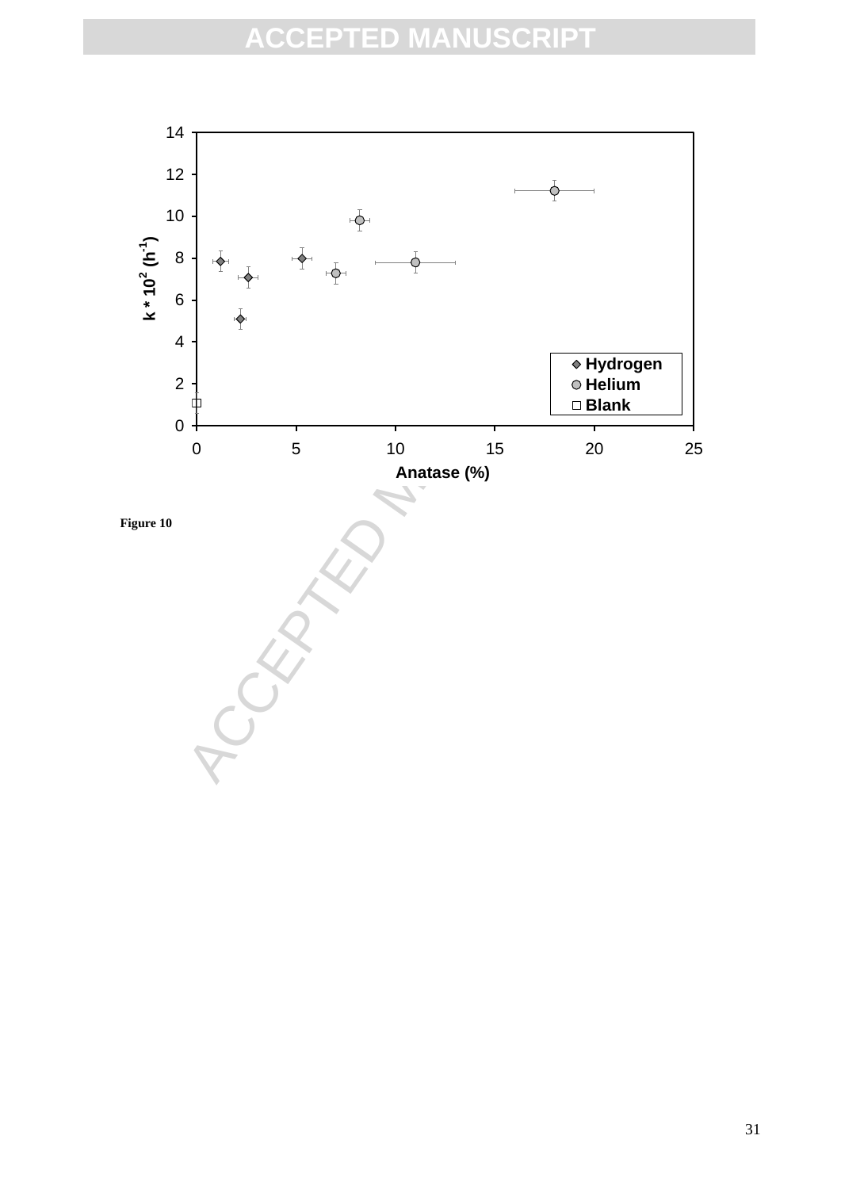Figure 10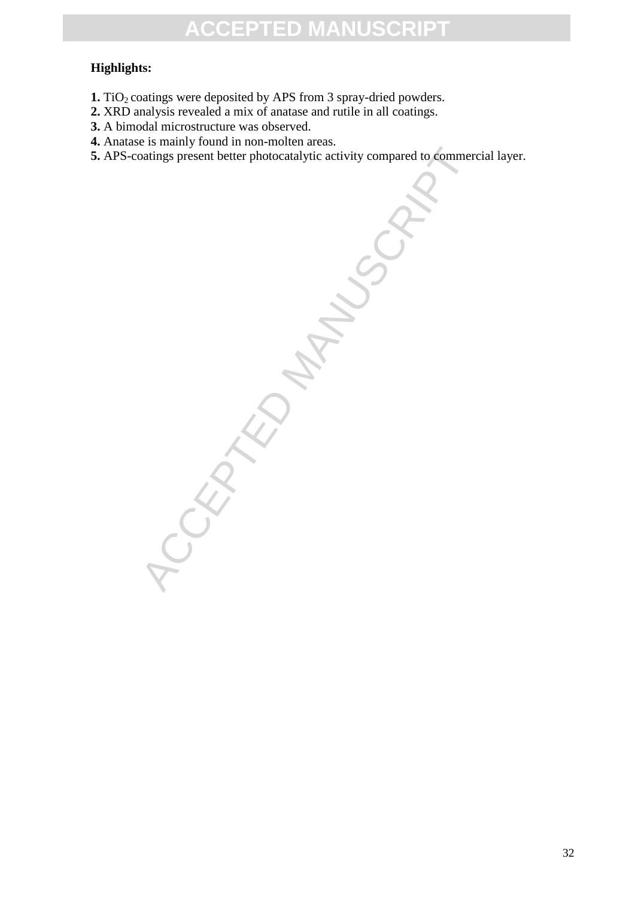**Highlights:**

**1.** $TiO_2$ coatings were deposited by APS from 3 spray-dried powders.
**2.** XRD analysis revealed a mix of anatase and rutile in all coatings.
**3.** A bimodal microstructure was observed.
**4.** Anatase is mainly found in non-molten areas.
**5.** APS-coatings present better photocatalytic activity compared to commercial layer.